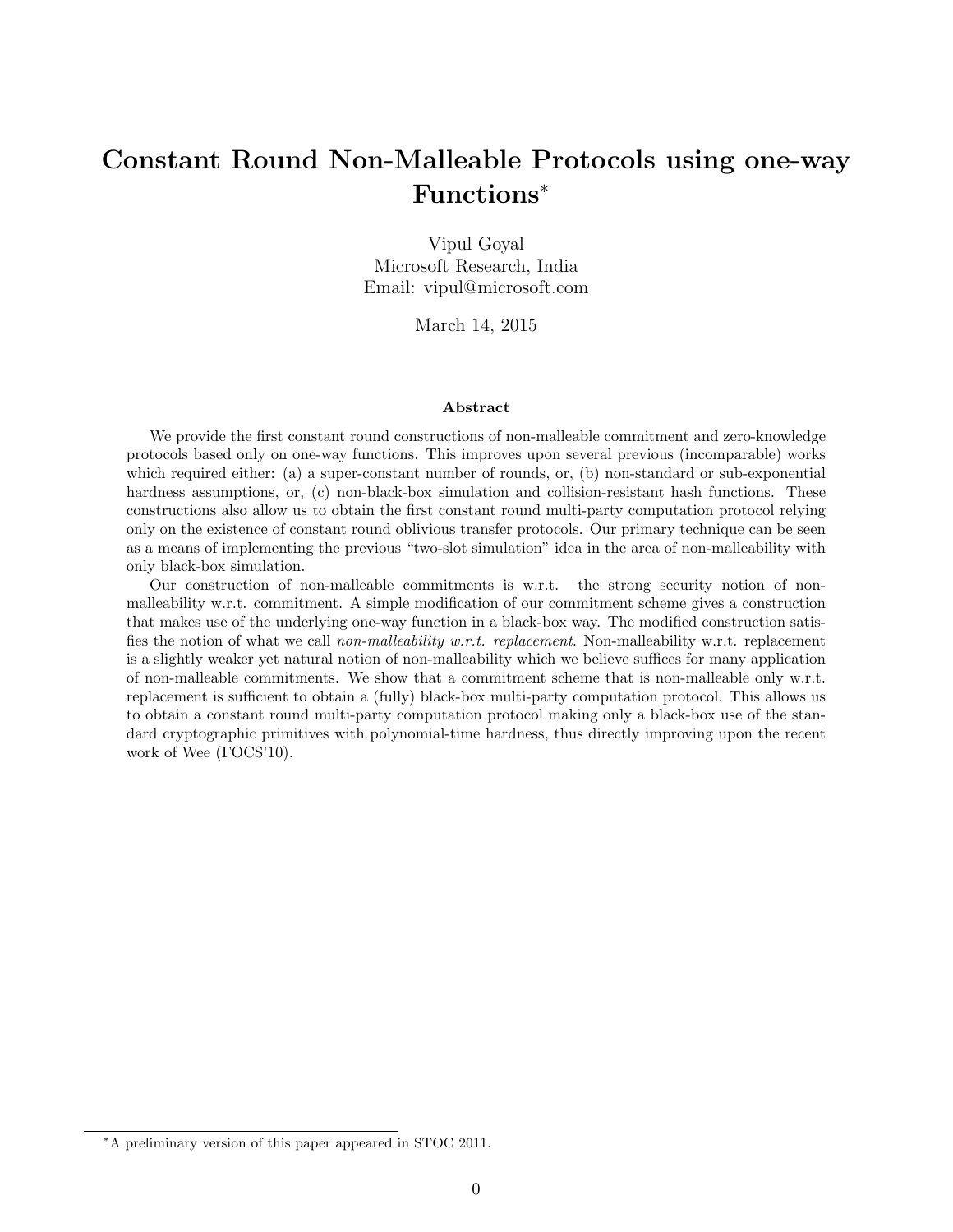# Constant Round Non-Malleable Protocols using one-way Functions*

Vipul Goyal
Microsoft Research, India
Email: vipul@microsoft.com

March 14, 2015

### Abstract

We provide the first constant round constructions of non-malleable commitment and zero-knowledge protocols based only on one-way functions. This improves upon several previous (incomparable) works which required either: (a) a super-constant number of rounds, or, (b) non-standard or sub-exponential hardness assumptions, or, (c) non-black-box simulation and collision-resistant hash functions. These constructions also allow us to obtain the first constant round multi-party computation protocol relying only on the existence of constant round oblivious transfer protocols. Our primary technique can be seen as a means of implementing the previous "two-slot simulation" idea in the area of non-malleability with only black-box simulation.

Our construction of non-malleable commitments is w.r.t. the strong security notion of non-malleability w.r.t. commitment. A simple modification of our commitment scheme gives a construction that makes use of the underlying one-way function in a black-box way. The modified construction satisfies the notion of what we call *non-malleability w.r.t. replacement*. Non-malleability w.r.t. replacement is a slightly weaker yet natural notion of non-malleability which we believe suffices for many application of non-malleable commitments. We show that a commitment scheme that is non-malleable only w.r.t. replacement is sufficient to obtain a (fully) black-box multi-party computation protocol. This allows us to obtain a constant round multi-party computation protocol making only a black-box use of the standard cryptographic primitives with polynomial-time hardness, thus directly improving upon the recent work of Wee (FOCS'10).

---

*A preliminary version of this paper appeared in STOC 2011.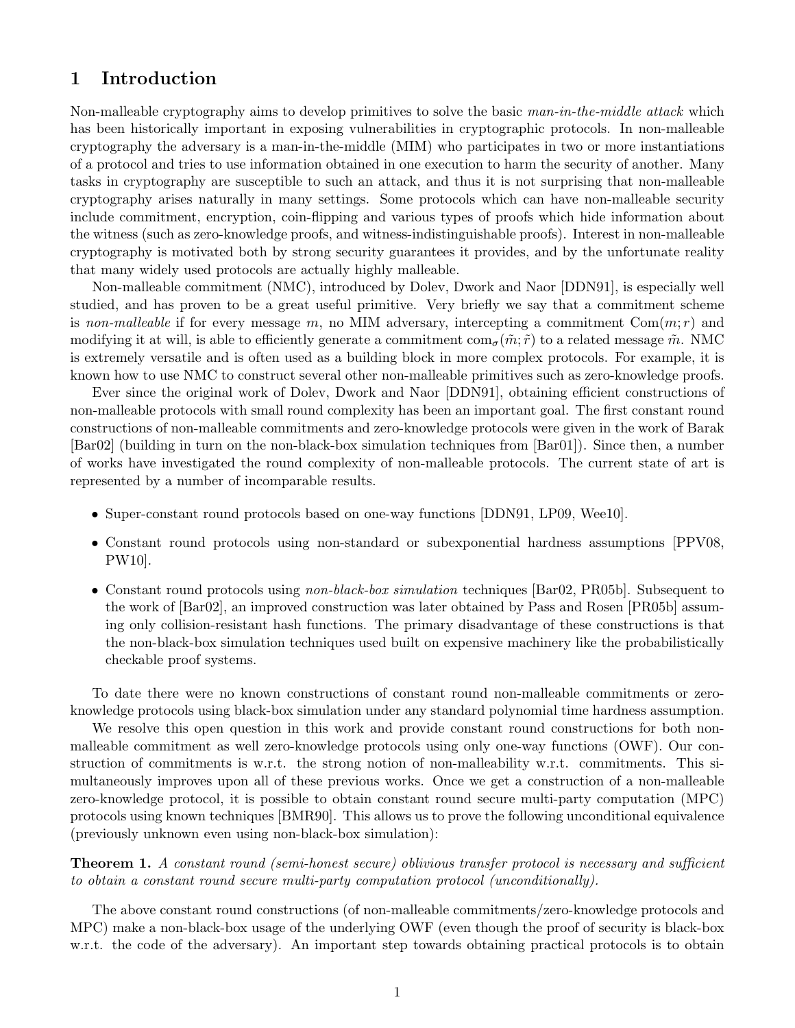# 1 Introduction

Non-malleable cryptography aims to develop primitives to solve the basic *man-in-the-middle attack* which has been historically important in exposing vulnerabilities in cryptographic protocols. In non-malleable cryptography the adversary is a man-in-the-middle (MIM) who participates in two or more instantiations of a protocol and tries to use information obtained in one execution to harm the security of another. Many tasks in cryptography are susceptible to such an attack, and thus it is not surprising that non-malleable cryptography arises naturally in many settings. Some protocols which can have non-malleable security include commitment, encryption, coin-flipping and various types of proofs which hide information about the witness (such as zero-knowledge proofs, and witness-indistinguishable proofs). Interest in non-malleable cryptography is motivated both by strong security guarantees it provides, and by the unfortunate reality that many widely used protocols are actually highly malleable.

Non-malleable commitment (NMC), introduced by Dolev, Dwork and Naor [DDN91], is especially well studied, and has proven to be a great useful primitive. Very briefly we say that a commitment scheme is *non-malleable* if for every message $m$, no MIM adversary, intercepting a commitment $\mathrm{Com}(m; r)$ and modifying it at will, is able to efficiently generate a commitment $\mathrm{com}_\sigma(\tilde{m}; \tilde{r})$ to a related message $\tilde{m}$. NMC is extremely versatile and is often used as a building block in more complex protocols. For example, it is known how to use NMC to construct several other non-malleable primitives such as zero-knowledge proofs.

Ever since the original work of Dolev, Dwork and Naor [DDN91], obtaining efficient constructions of non-malleable protocols with small round complexity has been an important goal. The first constant round constructions of non-malleable commitments and zero-knowledge protocols were given in the work of Barak [Bar02] (building in turn on the non-black-box simulation techniques from [Bar01]). Since then, a number of works have investigated the round complexity of non-malleable protocols. The current state of art is represented by a number of incomparable results.

- Super-constant round protocols based on one-way functions [DDN91, LP09, Wee10].
- Constant round protocols using non-standard or subexponential hardness assumptions [PPV08, PW10].
- Constant round protocols using *non-black-box simulation* techniques [Bar02, PR05b]. Subsequent to the work of [Bar02], an improved construction was later obtained by Pass and Rosen [PR05b] assuming only collision-resistant hash functions. The primary disadvantage of these constructions is that the non-black-box simulation techniques used built on expensive machinery like the probabilistically checkable proof systems.

To date there were no known constructions of constant round non-malleable commitments or zero-knowledge protocols using black-box simulation under any standard polynomial time hardness assumption.

We resolve this open question in this work and provide constant round constructions for both non-malleable commitment as well zero-knowledge protocols using only one-way functions (OWF). Our construction of commitments is w.r.t. the strong notion of non-malleability w.r.t. commitments. This simultaneously improves upon all of these previous works. Once we get a construction of a non-malleable zero-knowledge protocol, it is possible to obtain constant round secure multi-party computation (MPC) protocols using known techniques [BMR90]. This allows us to prove the following unconditional equivalence (previously unknown even using non-black-box simulation):

**Theorem 1.** *A constant round (semi-honest secure) oblivious transfer protocol is necessary and sufficient to obtain a constant round secure multi-party computation protocol (unconditionally).*

The above constant round constructions (of non-malleable commitments/zero-knowledge protocols and MPC) make a non-black-box usage of the underlying OWF (even though the proof of security is black-box w.r.t. the code of the adversary). An important step towards obtaining practical protocols is to obtain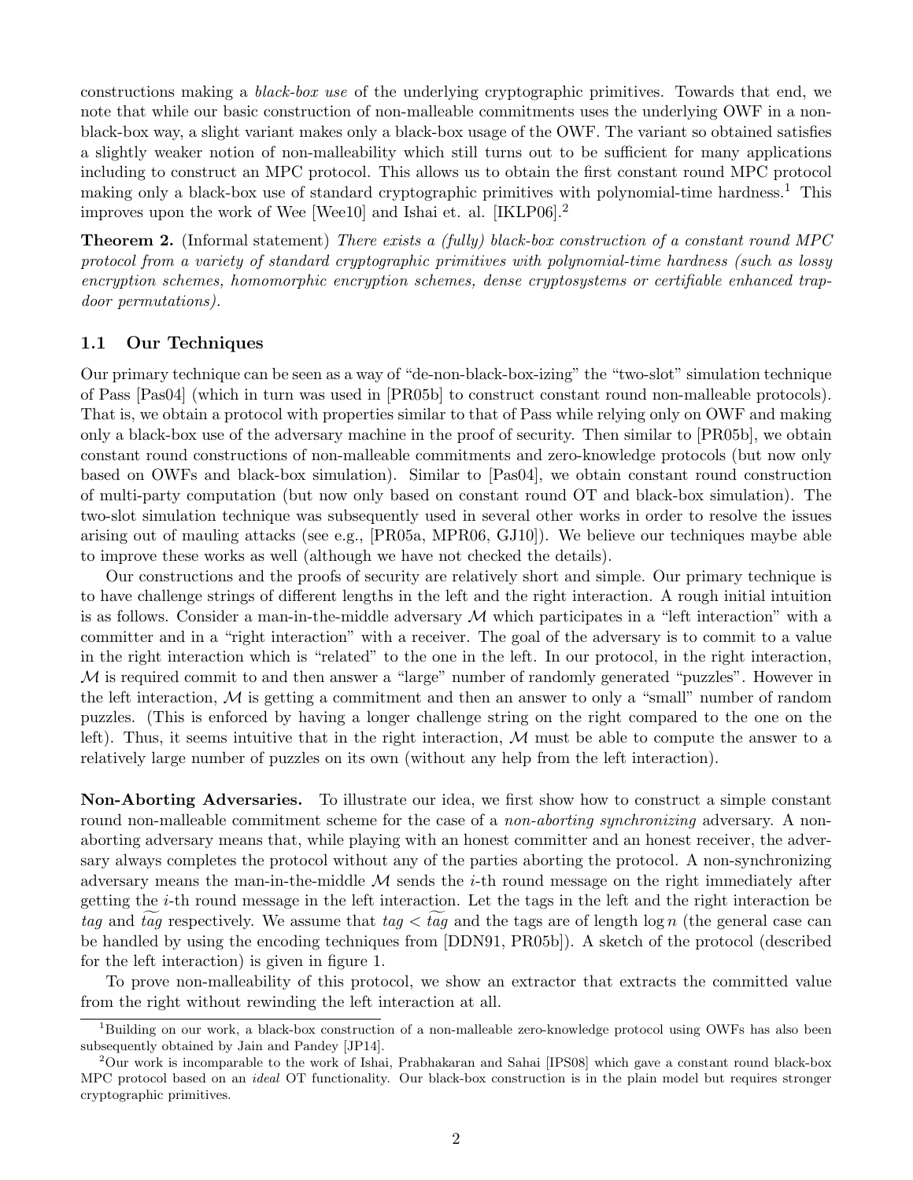constructions making a *black-box use* of the underlying cryptographic primitives. Towards that end, we note that while our basic construction of non-malleable commitments uses the underlying OWF in a non-black-box way, a slight variant makes only a black-box usage of the OWF. The variant so obtained satisfies a slightly weaker notion of non-malleability which still turns out to be sufficient for many applications including to construct an MPC protocol. This allows us to obtain the first constant round MPC protocol making only a black-box use of standard cryptographic primitives with polynomial-time hardness.[1] This improves upon the work of Wee [Wee10] and Ishai et. al. [IKLP06].[2]

**Theorem 2.** (Informal statement) *There exists a (fully) black-box construction of a constant round MPC protocol from a variety of standard cryptographic primitives with polynomial-time hardness (such as lossy encryption schemes, homomorphic encryption schemes, dense cryptosystems or certifiable enhanced trapdoor permutations).*

### 1.1 Our Techniques

Our primary technique can be seen as a way of "de-non-black-box-izing" the "two-slot" simulation technique of Pass [Pas04] (which in turn was used in [PR05b] to construct constant round non-malleable protocols). That is, we obtain a protocol with properties similar to that of Pass while relying only on OWF and making only a black-box use of the adversary machine in the proof of security. Then similar to [PR05b], we obtain constant round constructions of non-malleable commitments and zero-knowledge protocols (but now only based on OWFs and black-box simulation). Similar to [Pas04], we obtain constant round construction of multi-party computation (but now only based on constant round OT and black-box simulation). The two-slot simulation technique was subsequently used in several other works in order to resolve the issues arising out of mauling attacks (see e.g., [PR05a, MPR06, GJ10]). We believe our techniques maybe able to improve these works as well (although we have not checked the details).

Our constructions and the proofs of security are relatively short and simple. Our primary technique is to have challenge strings of different lengths in the left and the right interaction. A rough initial intuition is as follows. Consider a man-in-the-middle adversary $\mathcal{M}$ which participates in a "left interaction" with a committer and in a "right interaction" with a receiver. The goal of the adversary is to commit to a value in the right interaction which is "related" to the one in the left. In our protocol, in the right interaction, $\mathcal{M}$ is required commit to and then answer a "large" number of randomly generated "puzzles". However in the left interaction, $\mathcal{M}$ is getting a commitment and then an answer to only a "small" number of random puzzles. (This is enforced by having a longer challenge string on the right compared to the one on the left). Thus, it seems intuitive that in the right interaction, $\mathcal{M}$ must be able to compute the answer to a relatively large number of puzzles on its own (without any help from the left interaction).

**Non-Aborting Adversaries.** To illustrate our idea, we first show how to construct a simple constant round non-malleable commitment scheme for the case of a *non-aborting synchronizing* adversary. A non-aborting adversary means that, while playing with an honest committer and an honest receiver, the adversary always completes the protocol without any of the parties aborting the protocol. A non-synchronizing adversary means the man-in-the-middle $\mathcal{M}$ sends the $i$-th round message on the right immediately after getting the $i$-th round message in the left interaction. Let the tags in the left and the right interaction be $tag$ and $\widetilde{tag}$ respectively. We assume that $tag < \widetilde{tag}$ and the tags are of length $\log n$ (the general case can be handled by using the encoding techniques from [DDN91, PR05b]). A sketch of the protocol (described for the left interaction) is given in figure 1.

To prove non-malleability of this protocol, we show an extractor that extracts the committed value from the right without rewinding the left interaction at all.

[1] Building on our work, a black-box construction of a non-malleable zero-knowledge protocol using OWFs has also been subsequently obtained by Jain and Pandey [JP14].

[2] Our work is incomparable to the work of Ishai, Prabhakaran and Sahai [IPS08] which gave a constant round black-box MPC protocol based on an *ideal* OT functionality. Our black-box construction is in the plain model but requires stronger cryptographic primitives.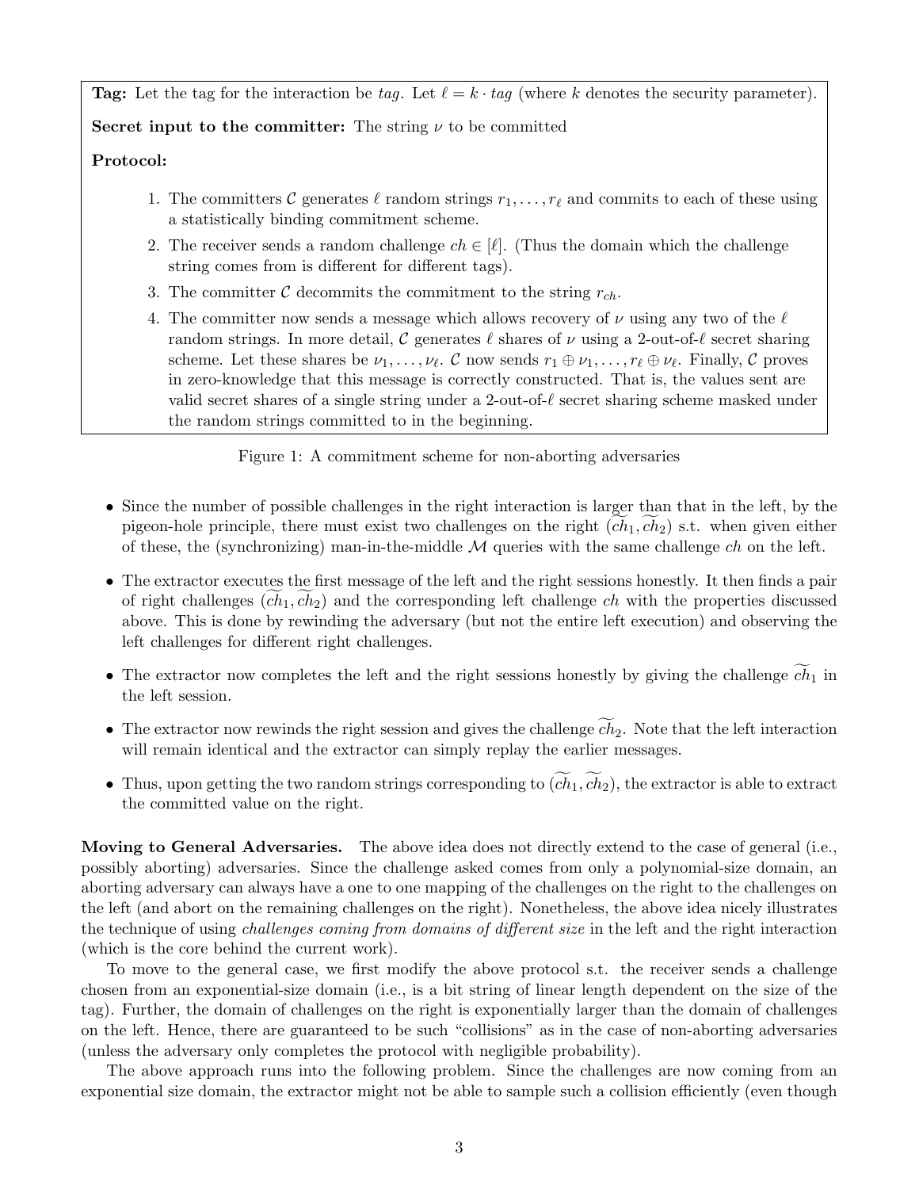**Tag:** Let the tag for the interaction be $tag$. Let $\ell = k \cdot tag$ (where $k$ denotes the security parameter).

**Secret input to the committer:** The string $\nu$ to be committed

**Protocol:**

1. The committers $\mathcal{C}$ generates $\ell$ random strings $r_1, \dots, r_\ell$ and commits to each of these using a statistically binding commitment scheme.
2. The receiver sends a random challenge $ch \in [\ell]$. (Thus the domain which the challenge string comes from is different for different tags).
3. The committer $\mathcal{C}$ decommits the commitment to the string $r_{ch}$.
4. The committer now sends a message which allows recovery of $\nu$ using any two of the $\ell$ random strings. In more detail, $\mathcal{C}$ generates $\ell$ shares of $\nu$ using a 2-out-of-$\ell$ secret sharing scheme. Let these shares be $\nu_1, \dots, \nu_\ell$. $\mathcal{C}$ now sends $r_1 \oplus \nu_1, \dots, r_\ell \oplus \nu_\ell$. Finally, $\mathcal{C}$ proves in zero-knowledge that this message is correctly constructed. That is, the values sent are valid secret shares of a single string under a 2-out-of-$\ell$ secret sharing scheme masked under the random strings committed to in the beginning.

Figure 1: A commitment scheme for non-aborting adversaries

- Since the number of possible challenges in the right interaction is larger than that in the left, by the pigeon-hole principle, there must exist two challenges on the right $(\widetilde{ch}_1, \widetilde{ch}_2)$ s.t. when given either of these, the (synchronizing) man-in-the-middle $\mathcal{M}$ queries with the same challenge $ch$ on the left.
- The extractor executes the first message of the left and the right sessions honestly. It then finds a pair of right challenges $(\widetilde{ch}_1, \widetilde{ch}_2)$ and the corresponding left challenge $ch$ with the properties discussed above. This is done by rewinding the adversary (but not the entire left execution) and observing the left challenges for different right challenges.
- The extractor now completes the left and the right sessions honestly by giving the challenge $\widetilde{ch}_1$ in the left session.
- The extractor now rewinds the right session and gives the challenge $\widetilde{ch}_2$. Note that the left interaction will remain identical and the extractor can simply replay the earlier messages.
- Thus, upon getting the two random strings corresponding to $(\widetilde{ch}_1, \widetilde{ch}_2)$, the extractor is able to extract the committed value on the right.

**Moving to General Adversaries.** The above idea does not directly extend to the case of general (i.e., possibly aborting) adversaries. Since the challenge asked comes from only a polynomial-size domain, an aborting adversary can always have a one to one mapping of the challenges on the right to the challenges on the left (and abort on the remaining challenges on the right). Nonetheless, the above idea nicely illustrates the technique of using *challenges coming from domains of different size* in the left and the right interaction (which is the core behind the current work).

To move to the general case, we first modify the above protocol s.t. the receiver sends a challenge chosen from an exponential-size domain (i.e., is a bit string of linear length dependent on the size of the tag). Further, the domain of challenges on the right is exponentially larger than the domain of challenges on the left. Hence, there are guaranteed to be such "collisions" as in the case of non-aborting adversaries (unless the adversary only completes the protocol with negligible probability).

The above approach runs into the following problem. Since the challenges are now coming from an exponential size domain, the extractor might not be able to sample such a collision efficiently (even though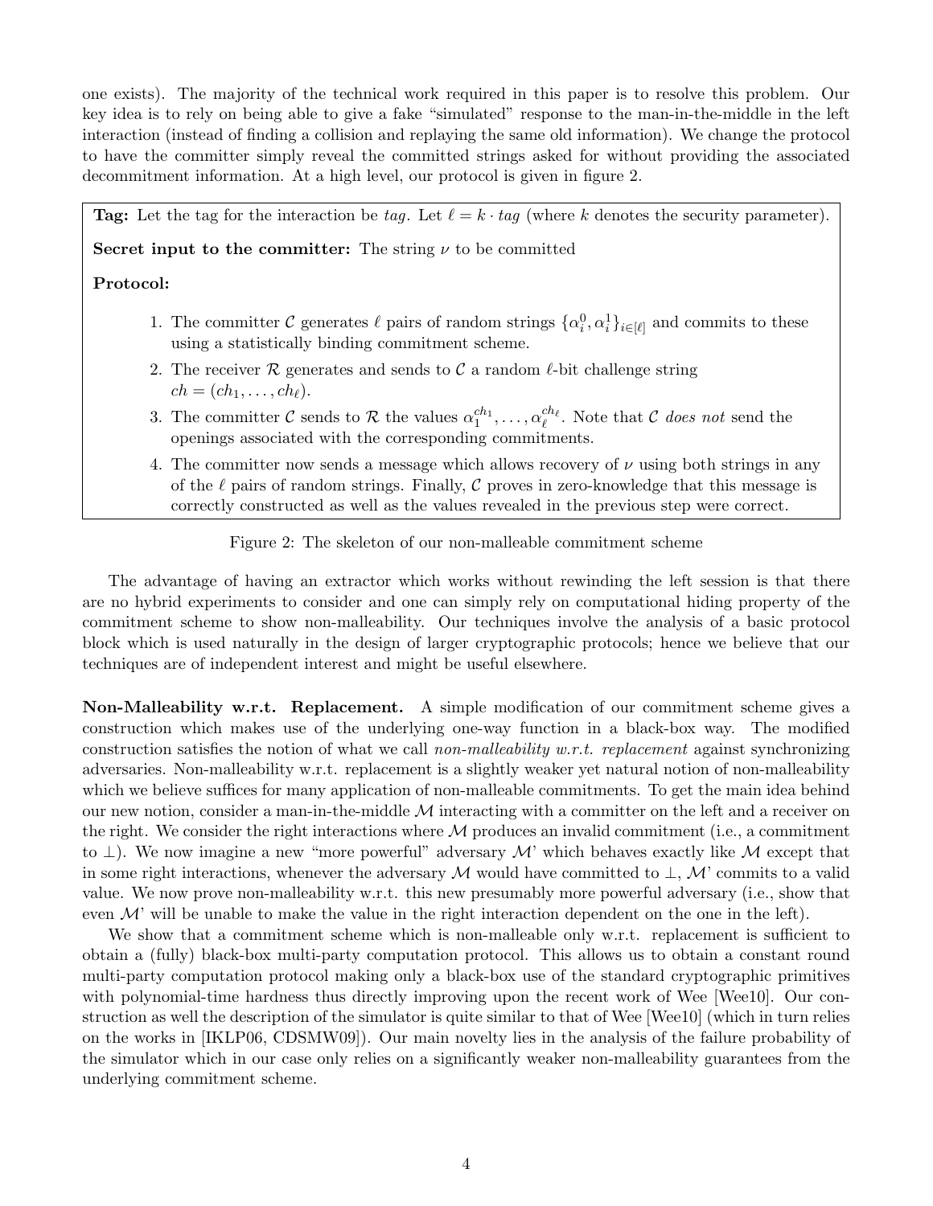one exists). The majority of the technical work required in this paper is to resolve this problem. Our key idea is to rely on being able to give a fake "simulated" response to the man-in-the-middle in the left interaction (instead of finding a collision and replaying the same old information). We change the protocol to have the committer simply reveal the committed strings asked for without providing the associated decommitment information. At a high level, our protocol is given in figure 2.

**Tag:** Let the tag for the interaction be *tag*. Let $\ell = k \cdot tag$ (where $k$ denotes the security parameter).

**Secret input to the committer:** The string $\nu$ to be committed

**Protocol:**

1. The committer $\mathcal{C}$ generates $\ell$ pairs of random strings $\{\alpha_i^0, \alpha_i^1\}_{i \in [\ell]}$ and commits to these using a statistically binding commitment scheme.
2. The receiver $\mathcal{R}$ generates and sends to $\mathcal{C}$ a random $\ell$-bit challenge string $ch = (ch_1, \ldots, ch_\ell)$.
3. The committer $\mathcal{C}$ sends to $\mathcal{R}$ the values $\alpha_1^{ch_1}, \ldots, \alpha_\ell^{ch_\ell}$. Note that $\mathcal{C}$ *does not* send the openings associated with the corresponding commitments.
4. The committer now sends a message which allows recovery of $\nu$ using both strings in any of the $\ell$ pairs of random strings. Finally, $\mathcal{C}$ proves in zero-knowledge that this message is correctly constructed as well as the values revealed in the previous step were correct.

Figure 2: The skeleton of our non-malleable commitment scheme

The advantage of having an extractor which works without rewinding the left session is that there are no hybrid experiments to consider and one can simply rely on computational hiding property of the commitment scheme to show non-malleability. Our techniques involve the analysis of a basic protocol block which is used naturally in the design of larger cryptographic protocols; hence we believe that our techniques are of independent interest and might be useful elsewhere.

**Non-Malleability w.r.t. Replacement.** A simple modification of our commitment scheme gives a construction which makes use of the underlying one-way function in a black-box way. The modified construction satisfies the notion of what we call *non-malleability w.r.t. replacement* against synchronizing adversaries. Non-malleability w.r.t. replacement is a slightly weaker yet natural notion of non-malleability which we believe suffices for many application of non-malleable commitments. To get the main idea behind our new notion, consider a man-in-the-middle $\mathcal{M}$ interacting with a committer on the left and a receiver on the right. We consider the right interactions where $\mathcal{M}$ produces an invalid commitment (i.e., a commitment to $\perp$). We now imagine a new "more powerful" adversary $\mathcal{M}$' which behaves exactly like $\mathcal{M}$ except that in some right interactions, whenever the adversary $\mathcal{M}$ would have committed to $\perp$, $\mathcal{M}$' commits to a valid value. We now prove non-malleability w.r.t. this new presumably more powerful adversary (i.e., show that even $\mathcal{M}$' will be unable to make the value in the right interaction dependent on the one in the left).

We show that a commitment scheme which is non-malleable only w.r.t. replacement is sufficient to obtain a (fully) black-box multi-party computation protocol. This allows us to obtain a constant round multi-party computation protocol making only a black-box use of the standard cryptographic primitives with polynomial-time hardness thus directly improving upon the recent work of Wee [Wee10]. Our construction as well the description of the simulator is quite similar to that of Wee [Wee10] (which in turn relies on the works in [IKLP06, CDSMW09]). Our main novelty lies in the analysis of the failure probability of the simulator which in our case only relies on a significantly weaker non-malleability guarantees from the underlying commitment scheme.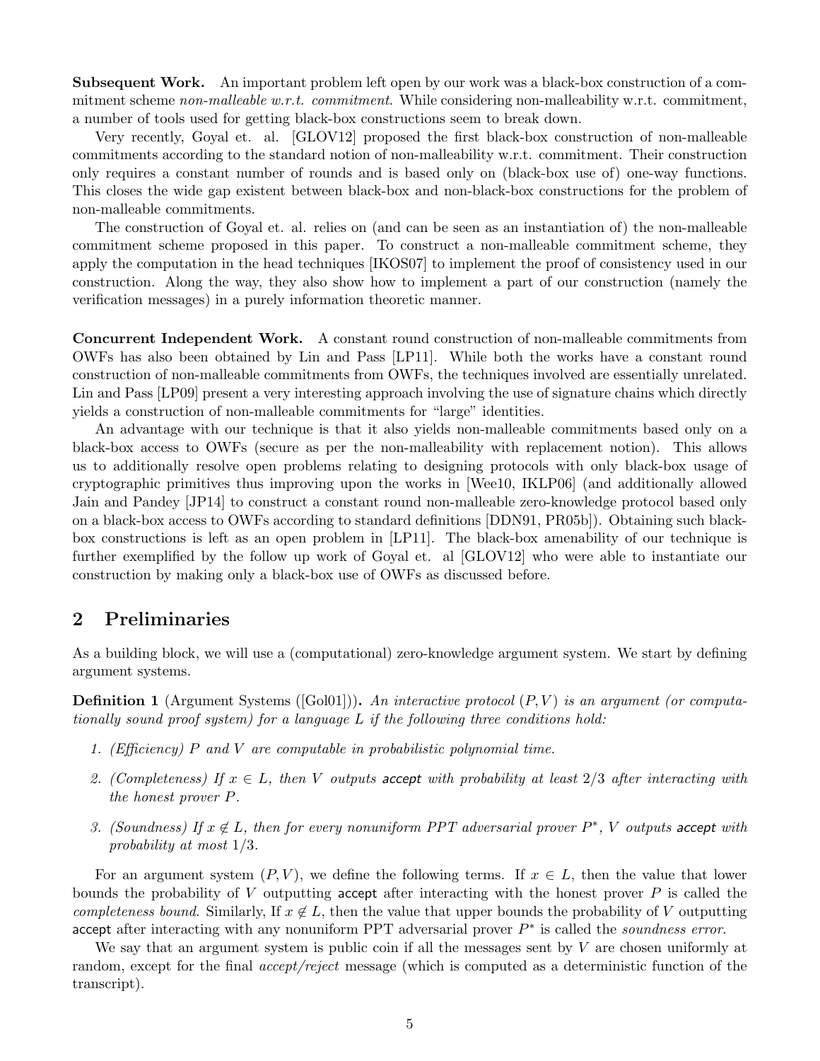**Subsequent Work.** An important problem left open by our work was a black-box construction of a commitment scheme *non-malleable w.r.t. commitment*. While considering non-malleability w.r.t. commitment, a number of tools used for getting black-box constructions seem to break down.

Very recently, Goyal et. al. [GLOV12] proposed the first black-box construction of non-malleable commitments according to the standard notion of non-malleability w.r.t. commitment. Their construction only requires a constant number of rounds and is based only on (black-box use of) one-way functions. This closes the wide gap existent between black-box and non-black-box constructions for the problem of non-malleable commitments.

The construction of Goyal et. al. relies on (and can be seen as an instantiation of) the non-malleable commitment scheme proposed in this paper. To construct a non-malleable commitment scheme, they apply the computation in the head techniques [IKOS07] to implement the proof of consistency used in our construction. Along the way, they also show how to implement a part of our construction (namely the verification messages) in a purely information theoretic manner.

**Concurrent Independent Work.** A constant round construction of non-malleable commitments from OWFs has also been obtained by Lin and Pass [LP11]. While both the works have a constant round construction of non-malleable commitments from OWFs, the techniques involved are essentially unrelated. Lin and Pass [LP09] present a very interesting approach involving the use of signature chains which directly yields a construction of non-malleable commitments for "large" identities.

An advantage with our technique is that it also yields non-malleable commitments based only on a black-box access to OWFs (secure as per the non-malleability with replacement notion). This allows us to additionally resolve open problems relating to designing protocols with only black-box usage of cryptographic primitives thus improving upon the works in [Wee10, IKLP06] (and additionally allowed Jain and Pandey [JP14] to construct a constant round non-malleable zero-knowledge protocol based only on a black-box access to OWFs according to standard definitions [DDN91, PR05b]). Obtaining such black-box constructions is left as an open problem in [LP11]. The black-box amenability of our technique is further exemplified by the follow up work of Goyal et. al [GLOV12] who were able to instantiate our construction by making only a black-box use of OWFs as discussed before.

## 2 Preliminaries

As a building block, we will use a (computational) zero-knowledge argument system. We start by defining argument systems.

**Definition 1** (Argument Systems ([Gol01]))**.** *An interactive protocol $(P, V)$ is an argument (or computationally sound proof system) for a language $L$ if the following three conditions hold:*

1. *(Efficiency) $P$ and $V$ are computable in probabilistic polynomial time.*
2. *(Completeness) If $x \in L$, then $V$ outputs* accept *with probability at least $2/3$ after interacting with the honest prover $P$.*
3. *(Soundness) If $x \notin L$, then for every nonuniform PPT adversarial prover $P^*$, $V$ outputs* accept *with probability at most $1/3$.*

For an argument system $(P, V)$, we define the following terms. If $x \in L$, then the value that lower bounds the probability of $V$ outputting accept after interacting with the honest prover $P$ is called the *completeness bound*. Similarly, If $x \notin L$, then the value that upper bounds the probability of $V$ outputting accept after interacting with any nonuniform PPT adversarial prover $P^*$ is called the *soundness error*.

We say that an argument system is public coin if all the messages sent by $V$ are chosen uniformly at random, except for the final *accept/reject* message (which is computed as a deterministic function of the transcript).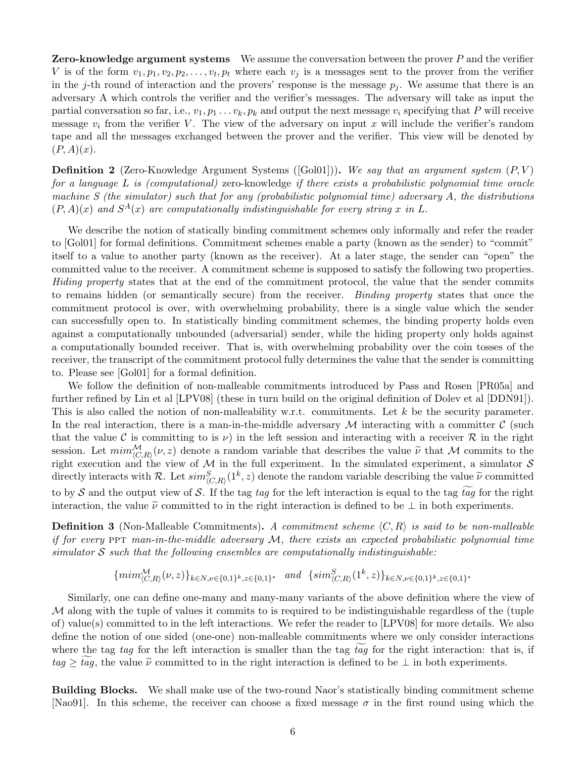**Zero-knowledge argument systems** We assume the conversation between the prover $P$ and the verifier $V$ is of the form $v_1, p_1, v_2, p_2, \ldots, v_t, p_t$ where each $v_j$ is a messages sent to the prover from the verifier in the $j$-th round of interaction and the provers' response is the message $p_j$. We assume that there is an adversary A which controls the verifier and the verifier's messages. The adversary will take as input the partial conversation so far, i.e., $v_1, p_1 \ldots v_k, p_k$ and output the next message $v_i$ specifying that $P$ will receive message $v_i$ from the verifier $V$. The view of the adversary on input $x$ will include the verifier's random tape and all the messages exchanged between the prover and the verifier. This view will be denoted by $(P, A)(x)$.

**Definition 2** (Zero-Knowledge Argument Systems ([Gol01]))**.** *We say that an argument system $(P, V)$ for a language $L$ is (computational)* zero-knowledge *if there exists a probabilistic polynomial time oracle machine $S$ (the simulator) such that for any (probabilistic polynomial time) adversary $A$, the distributions $(P, A)(x)$ and $S^A(x)$ are computationally indistinguishable for every string $x$ in $L$.*

We describe the notion of statically binding commitment schemes only informally and refer the reader to [Gol01] for formal definitions. Commitment schemes enable a party (known as the sender) to "commit" itself to a value to another party (known as the receiver). At a later stage, the sender can "open" the committed value to the receiver. A commitment scheme is supposed to satisfy the following two properties. *Hiding property* states that at the end of the commitment protocol, the value that the sender commits to remains hidden (or semantically secure) from the receiver. *Binding property* states that once the commitment protocol is over, with overwhelming probability, there is a single value which the sender can successfully open to. In statistically binding commitment schemes, the binding property holds even against a computationally unbounded (adversarial) sender, while the hiding property only holds against a computationally bounded receiver. That is, with overwhelming probability over the coin tosses of the receiver, the transcript of the commitment protocol fully determines the value that the sender is committing to. Please see [Gol01] for a formal definition.

We follow the definition of non-malleable commitments introduced by Pass and Rosen [PR05a] and further refined by Lin et al [LPV08] (these in turn build on the original definition of Dolev et al [DDN91]). This is also called the notion of non-malleability w.r.t. commitments. Let $k$ be the security parameter. In the real interaction, there is a man-in-the-middle adversary $\mathcal{M}$ interacting with a committer $\mathcal{C}$ (such that the value $\mathcal{C}$ is committing to is $\nu$) in the left session and interacting with a receiver $\mathcal{R}$ in the right session. Let $mim^{\mathcal{M}}_{\langle C,R \rangle}(\nu, z)$ denote a random variable that describes the value $\widetilde{\nu}$ that $\mathcal{M}$ commits to the right execution and the view of $\mathcal{M}$ in the full experiment. In the simulated experiment, a simulator $\mathcal{S}$ directly interacts with $\mathcal{R}$. Let $sim^{S}_{\langle C,R \rangle}(1^k, z)$ denote the random variable describing the value $\widetilde{\nu}$ committed to by $\mathcal{S}$ and the output view of $\mathcal{S}$. If the tag $tag$ for the left interaction is equal to the tag $\widetilde{tag}$ for the right interaction, the value $\widetilde{\nu}$ committed to in the right interaction is defined to be $\perp$ in both experiments.

**Definition 3** (Non-Malleable Commitments)**.** *A commitment scheme $\langle C, R \rangle$ is said to be non-malleable if for every* PPT *man-in-the-middle adversary $\mathcal{M}$, there exists an expected probabilistic polynomial time simulator $\mathcal{S}$ such that the following ensembles are computationally indistinguishable:*

$$\{mim^{\mathcal{M}}_{\langle C,R \rangle}(\nu, z)\}_{k \in N, \nu \in \{0,1\}^k, z \in \{0,1\}^*} \quad \textit{and} \quad \{sim^{S}_{\langle C,R \rangle}(1^k, z)\}_{k \in N, \nu \in \{0,1\}^k, z \in \{0,1\}^*}$$

Similarly, one can define one-many and many-many variants of the above definition where the view of $\mathcal{M}$ along with the tuple of values it commits to is required to be indistinguishable regardless of the (tuple of) value(s) committed to in the left interactions. We refer the reader to [LPV08] for more details. We also define the notion of one sided (one-one) non-malleable commitments where we only consider interactions where the tag $tag$ for the left interaction is smaller than the tag $\widetilde{tag}$ for the right interaction: that is, if $tag \geq \widetilde{tag}$, the value $\widetilde{\nu}$ committed to in the right interaction is defined to be $\perp$ in both experiments.

**Building Blocks.** We shall make use of the two-round Naor's statistically binding commitment scheme [Nao91]. In this scheme, the receiver can choose a fixed message $\sigma$ in the first round using which the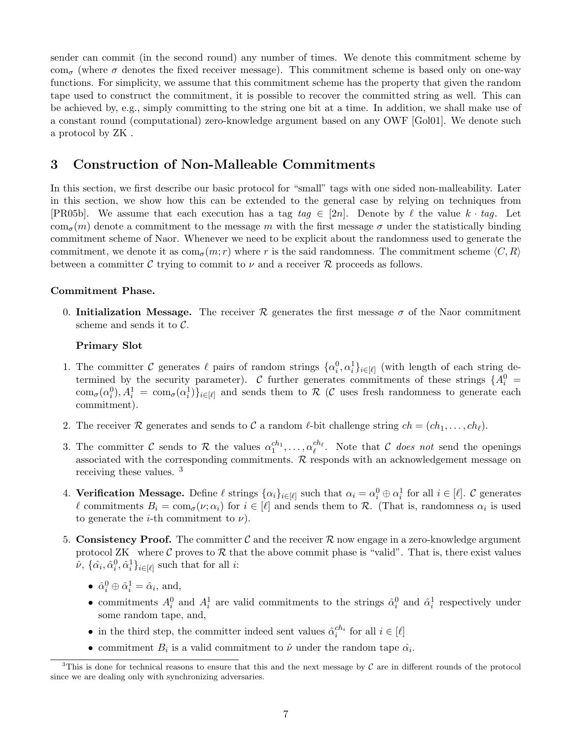sender can commit (in the second round) any number of times. We denote this commitment scheme by $\mathrm{com}_\sigma$ (where $\sigma$ denotes the fixed receiver message). This commitment scheme is based only on one-way functions. For simplicity, we assume that this commitment scheme has the property that given the random tape used to construct the commitment, it is possible to recover the committed string as well. This can be achieved by, e.g., simply committing to the string one bit at a time. In addition, we shall make use of a constant round (computational) zero-knowledge argument based on any OWF [Gol01]. We denote such a protocol by ZK .

## 3 Construction of Non-Malleable Commitments

In this section, we first describe our basic protocol for "small" tags with one sided non-malleability. Later in this section, we show how this can be extended to the general case by relying on techniques from [PR05b]. We assume that each execution has a tag $tag \in [2n]$. Denote by $\ell$ the value $k \cdot tag$. Let $\mathrm{com}_\sigma(m)$ denote a commitment to the message $m$ with the first message $\sigma$ under the statistically binding commitment scheme of Naor. Whenever we need to be explicit about the randomness used to generate the commitment, we denote it as $\mathrm{com}_\sigma(m; r)$ where $r$ is the said randomness. The commitment scheme $\langle C, R\rangle$ between a committer $\mathcal{C}$ trying to commit to $\nu$ and a receiver $\mathcal{R}$ proceeds as follows.

**Commitment Phase.**

0. **Initialization Message.** The receiver $\mathcal{R}$ generates the first message $\sigma$ of the Naor commitment scheme and sends it to $\mathcal{C}$.

   **Primary Slot**

1. The committer $\mathcal{C}$ generates $\ell$ pairs of random strings $\{\alpha_i^0, \alpha_i^1\}_{i\in[\ell]}$ (with length of each string determined by the security parameter). $\mathcal{C}$ further generates commitments of these strings $\{A_i^0 = \mathrm{com}_\sigma(\alpha_i^0), A_i^1 = \mathrm{com}_\sigma(\alpha_i^1)\}_{i\in[\ell]}$ and sends them to $\mathcal{R}$ ($\mathcal{C}$ uses fresh randomness to generate each commitment).

2. The receiver $\mathcal{R}$ generates and sends to $\mathcal{C}$ a random $\ell$-bit challenge string $ch = (ch_1, \ldots, ch_\ell)$.

3. The committer $\mathcal{C}$ sends to $\mathcal{R}$ the values $\alpha_1^{ch_1}, \ldots, \alpha_\ell^{ch_\ell}$. Note that $\mathcal{C}$ *does not* send the openings associated with the corresponding commitments. $\mathcal{R}$ responds with an acknowledgement message on receiving these values. [3]

4. **Verification Message.** Define $\ell$ strings $\{\alpha_i\}_{i\in[\ell]}$ such that $\alpha_i = \alpha_i^0 \oplus \alpha_i^1$ for all $i \in [\ell]$. $\mathcal{C}$ generates $\ell$ commitments $B_i = \mathrm{com}_\sigma(\nu; \alpha_i)$ for $i \in [\ell]$ and sends them to $\mathcal{R}$. (That is, randomness $\alpha_i$ is used to generate the $i$-th commitment to $\nu$).

5. **Consistency Proof.** The committer $\mathcal{C}$ and the receiver $\mathcal{R}$ now engage in a zero-knowledge argument protocol ZK where $\mathcal{C}$ proves to $\mathcal{R}$ that the above commit phase is "valid". That is, there exist values $\hat{\nu}$, $\{\hat{\alpha}_i, \hat{\alpha}_i^0, \hat{\alpha}_i^1\}_{i\in[\ell]}$ such that for all $i$:

   - $\hat{\alpha}_i^0 \oplus \hat{\alpha}_i^1 = \hat{\alpha}_i$, and,
   - commitments $A_i^0$ and $A_i^1$ are valid commitments to the strings $\hat{\alpha}_i^0$ and $\hat{\alpha}_i^1$ respectively under some random tape, and,
   - in the third step, the committer indeed sent values $\hat{\alpha}_i^{ch_i}$ for all $i \in [\ell]$
   - commitment $B_i$ is a valid commitment to $\hat{\nu}$ under the random tape $\hat{\alpha}_i$.

[3] This is done for technical reasons to ensure that this and the next message by $\mathcal{C}$ are in different rounds of the protocol since we are dealing only with synchronizing adversaries.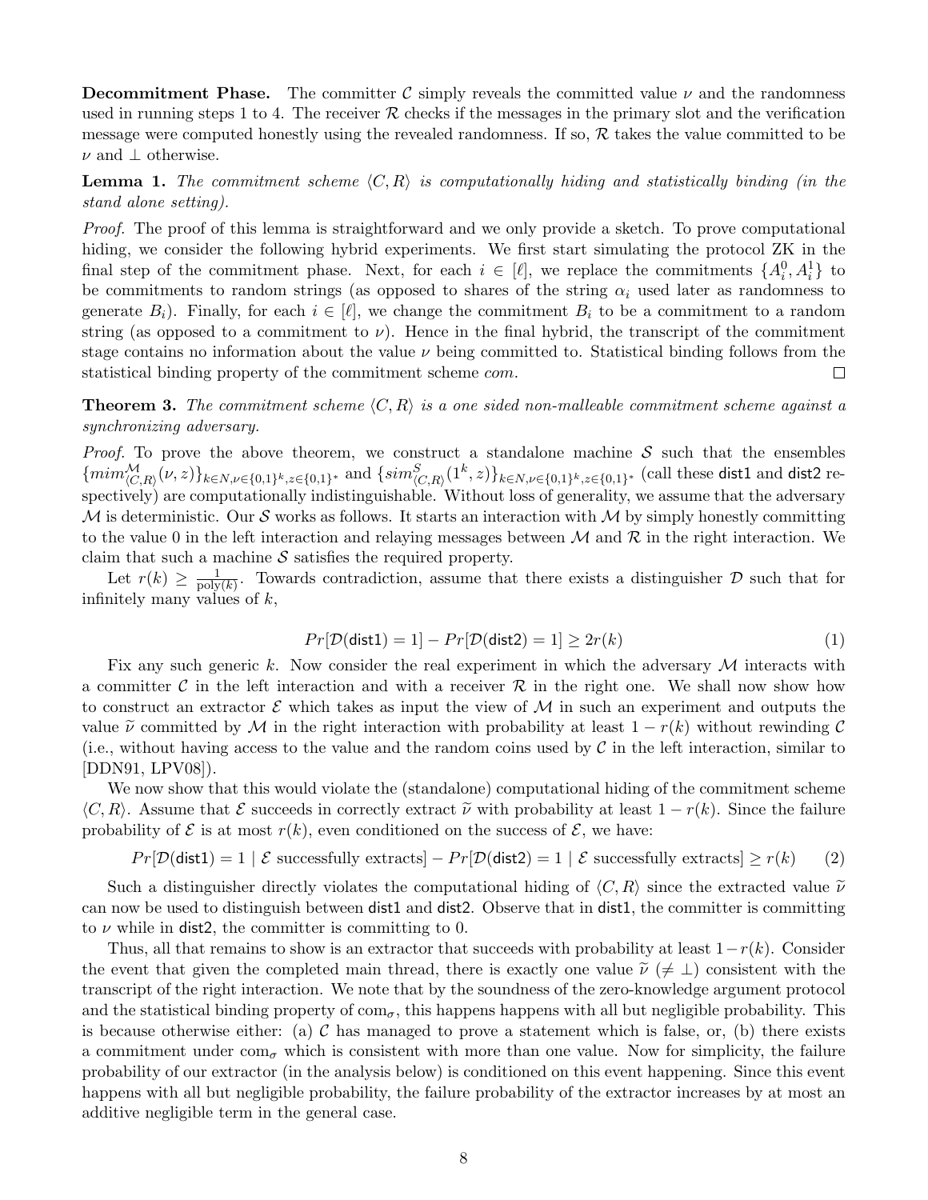**Decommitment Phase.** The committer $\mathcal{C}$ simply reveals the committed value $\nu$ and the randomness used in running steps 1 to 4. The receiver $\mathcal{R}$ checks if the messages in the primary slot and the verification message were computed honestly using the revealed randomness. If so, $\mathcal{R}$ takes the value committed to be $\nu$ and $\perp$ otherwise.

**Lemma 1.** *The commitment scheme $\langle C, R\rangle$ is computationally hiding and statistically binding (in the stand alone setting).*

*Proof.* The proof of this lemma is straightforward and we only provide a sketch. To prove computational hiding, we consider the following hybrid experiments. We first start simulating the protocol ZK in the final step of the commitment phase. Next, for each $i \in [\ell]$, we replace the commitments $\{A_i^0, A_i^1\}$ to be commitments to random strings (as opposed to shares of the string $\alpha_i$ used later as randomness to generate $B_i$). Finally, for each $i \in [\ell]$, we change the commitment $B_i$ to be a commitment to a random string (as opposed to a commitment to $\nu$). Hence in the final hybrid, the transcript of the commitment stage contains no information about the value $\nu$ being committed to. Statistical binding follows from the statistical binding property of the commitment scheme *com*. □

**Theorem 3.** *The commitment scheme $\langle C, R\rangle$ is a one sided non-malleable commitment scheme against a synchronizing adversary.*

*Proof.* To prove the above theorem, we construct a standalone machine $\mathcal{S}$ such that the ensembles $\{mim^{\mathcal{M}}_{\langle C,R\rangle}(\nu, z)\}_{k\in N,\nu\in\{0,1\}^k,z\in\{0,1\}^*}$ and $\{sim^{S}_{\langle C,R\rangle}(1^k, z)\}_{k\in N,\nu\in\{0,1\}^k,z\in\{0,1\}^*}$ (call these $\mathsf{dist1}$ and $\mathsf{dist2}$ respectively) are computationally indistinguishable. Without loss of generality, we assume that the adversary $\mathcal{M}$ is deterministic. Our $\mathcal{S}$ works as follows. It starts an interaction with $\mathcal{M}$ by simply honestly committing to the value 0 in the left interaction and relaying messages between $\mathcal{M}$ and $\mathcal{R}$ in the right interaction. We claim that such a machine $\mathcal{S}$ satisfies the required property.

Let $r(k) \geq \frac{1}{\text{poly}(k)}$. Towards contradiction, assume that there exists a distinguisher $\mathcal{D}$ such that for infinitely many values of $k$,

$$Pr[\mathcal{D}(\mathsf{dist1}) = 1] - Pr[\mathcal{D}(\mathsf{dist2}) = 1] \geq 2r(k) \tag{1}$$

Fix any such generic $k$. Now consider the real experiment in which the adversary $\mathcal{M}$ interacts with a committer $\mathcal{C}$ in the left interaction and with a receiver $\mathcal{R}$ in the right one. We shall now show how to construct an extractor $\mathcal{E}$ which takes as input the view of $\mathcal{M}$ in such an experiment and outputs the value $\widetilde{\nu}$ committed by $\mathcal{M}$ in the right interaction with probability at least $1 - r(k)$ without rewinding $\mathcal{C}$ (i.e., without having access to the value and the random coins used by $\mathcal{C}$ in the left interaction, similar to [DDN91, LPV08]).

We now show that this would violate the (standalone) computational hiding of the commitment scheme $\langle C, R\rangle$. Assume that $\mathcal{E}$ succeeds in correctly extract $\widetilde{\nu}$ with probability at least $1 - r(k)$. Since the failure probability of $\mathcal{E}$ is at most $r(k)$, even conditioned on the success of $\mathcal{E}$, we have:

$$Pr[\mathcal{D}(\mathsf{dist1}) = 1 \mid \mathcal{E} \text{ successfully extracts}] - Pr[\mathcal{D}(\mathsf{dist2}) = 1 \mid \mathcal{E} \text{ successfully extracts}] \geq r(k) \tag{2}$$

Such a distinguisher directly violates the computational hiding of $\langle C, R\rangle$ since the extracted value $\widetilde{\nu}$ can now be used to distinguish between $\mathsf{dist1}$ and $\mathsf{dist2}$. Observe that in $\mathsf{dist1}$, the committer is committing to $\nu$ while in $\mathsf{dist2}$, the committer is committing to 0.

Thus, all that remains to show is an extractor that succeeds with probability at least $1-r(k)$. Consider the event that given the completed main thread, there is exactly one value $\widetilde{\nu}$ ($\neq \perp$) consistent with the transcript of the right interaction. We note that by the soundness of the zero-knowledge argument protocol and the statistical binding property of $\text{com}_\sigma$, this happens happens with all but negligible probability. This is because otherwise either: (a) $\mathcal{C}$ has managed to prove a statement which is false, or, (b) there exists a commitment under $\text{com}_\sigma$ which is consistent with more than one value. Now for simplicity, the failure probability of our extractor (in the analysis below) is conditioned on this event happening. Since this event happens with all but negligible probability, the failure probability of the extractor increases by at most an additive negligible term in the general case.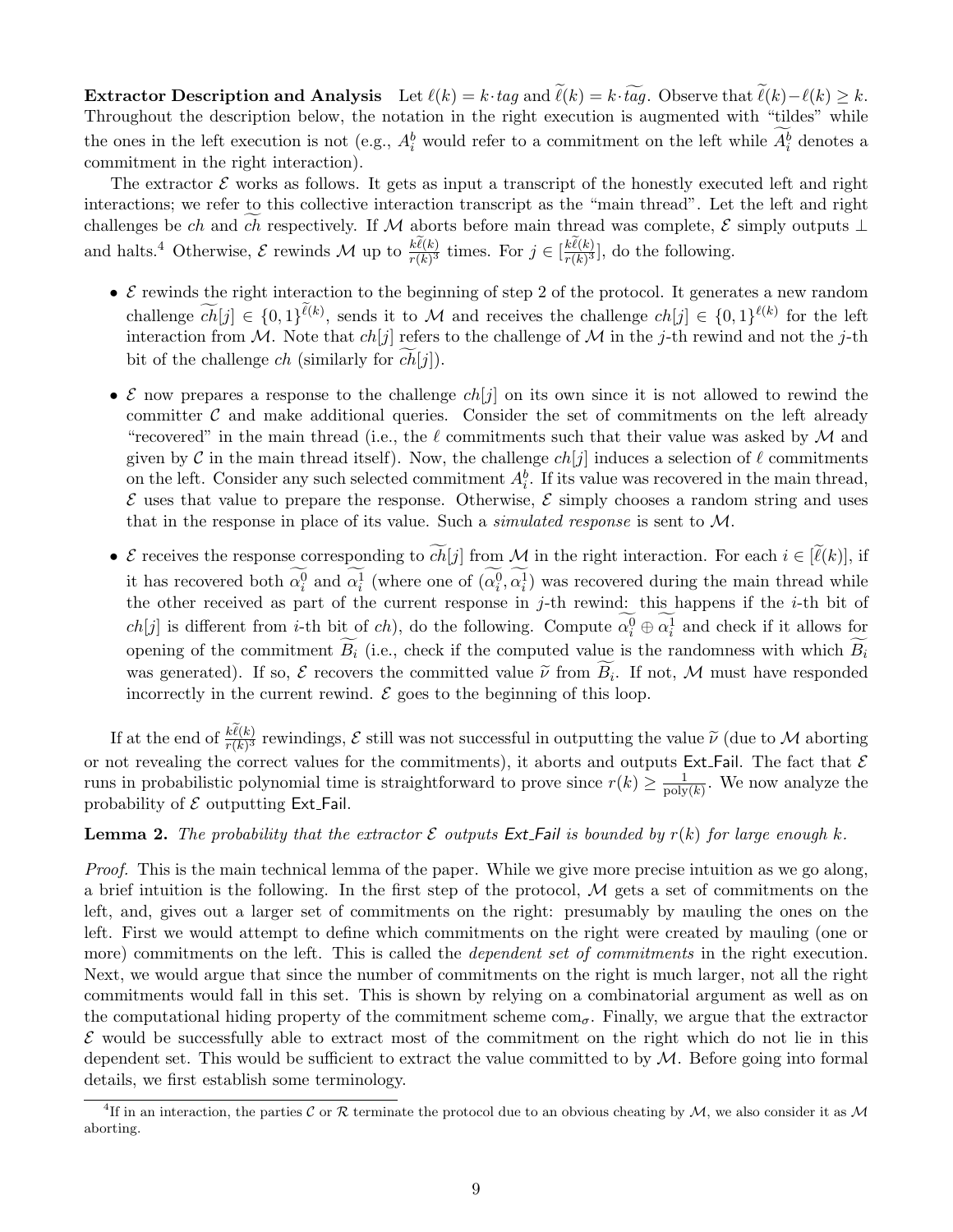**Extractor Description and Analysis** Let $\ell(k) = k \cdot tag$ and $\widetilde{\ell}(k) = k \cdot \widetilde{tag}$. Observe that $\widetilde{\ell}(k) - \ell(k) \geq k$. Throughout the description below, the notation in the right execution is augmented with "tildes" while the ones in the left execution is not (e.g., $A_i^b$ would refer to a commitment on the left while $\widetilde{A_i^b}$ denotes a commitment in the right interaction).

The extractor $\mathcal{E}$ works as follows. It gets as input a transcript of the honestly executed left and right interactions; we refer to this collective interaction transcript as the "main thread". Let the left and right challenges be $ch$ and $\widetilde{ch}$ respectively. If $\mathcal{M}$ aborts before main thread was complete, $\mathcal{E}$ simply outputs $\perp$ and halts.[4] Otherwise, $\mathcal{E}$ rewinds $\mathcal{M}$ up to $\frac{k\widetilde{\ell}(k)}{r(k)^3}$ times. For $j \in [\frac{k\widetilde{\ell}(k)}{r(k)^3}]$, do the following.

- $\mathcal{E}$ rewinds the right interaction to the beginning of step 2 of the protocol. It generates a new random challenge $\widetilde{ch}[j] \in \{0,1\}^{\widetilde{\ell}(k)}$, sends it to $\mathcal{M}$ and receives the challenge $ch[j] \in \{0,1\}^{\ell(k)}$ for the left interaction from $\mathcal{M}$. Note that $ch[j]$ refers to the challenge of $\mathcal{M}$ in the $j$-th rewind and not the $j$-th bit of the challenge $ch$ (similarly for $\widetilde{ch}[j]$).
- $\mathcal{E}$ now prepares a response to the challenge $ch[j]$ on its own since it is not allowed to rewind the committer $\mathcal{C}$ and make additional queries. Consider the set of commitments on the left already "recovered" in the main thread (i.e., the $\ell$ commitments such that their value was asked by $\mathcal{M}$ and given by $\mathcal{C}$ in the main thread itself). Now, the challenge $ch[j]$ induces a selection of $\ell$ commitments on the left. Consider any such selected commitment $A_i^b$. If its value was recovered in the main thread, $\mathcal{E}$ uses that value to prepare the response. Otherwise, $\mathcal{E}$ simply chooses a random string and uses that in the response in place of its value. Such a *simulated response* is sent to $\mathcal{M}$.
- $\mathcal{E}$ receives the response corresponding to $\widetilde{ch}[j]$ from $\mathcal{M}$ in the right interaction. For each $i \in [\widetilde{\ell}(k)]$, if it has recovered both $\widetilde{\alpha_i^0}$ and $\widetilde{\alpha_i^1}$ (where one of $(\widetilde{\alpha_i^0}, \widetilde{\alpha_i^1})$ was recovered during the main thread while the other received as part of the current response in $j$-th rewind: this happens if the $i$-th bit of $ch[j]$ is different from $i$-th bit of $ch$), do the following. Compute $\widetilde{\alpha_i^0} \oplus \widetilde{\alpha_i^1}$ and check if it allows for opening of the commitment $\widetilde{B_i}$ (i.e., check if the computed value is the randomness with which $\widetilde{B_i}$ was generated). If so, $\mathcal{E}$ recovers the committed value $\widetilde{\nu}$ from $\widetilde{B_i}$. If not, $\mathcal{M}$ must have responded incorrectly in the current rewind. $\mathcal{E}$ goes to the beginning of this loop.

If at the end of $\frac{k\widetilde{\ell}(k)}{r(k)^3}$ rewindings, $\mathcal{E}$ still was not successful in outputting the value $\widetilde{\nu}$ (due to $\mathcal{M}$ aborting or not revealing the correct values for the commitments), it aborts and outputs Ext_Fail. The fact that $\mathcal{E}$ runs in probabilistic polynomial time is straightforward to prove since $r(k) \geq \frac{1}{\text{poly}(k)}$. We now analyze the probability of $\mathcal{E}$ outputting Ext_Fail.

**Lemma 2.** *The probability that the extractor $\mathcal{E}$ outputs Ext_Fail is bounded by $r(k)$ for large enough $k$.*

*Proof.* This is the main technical lemma of the paper. While we give more precise intuition as we go along, a brief intuition is the following. In the first step of the protocol, $\mathcal{M}$ gets a set of commitments on the left, and, gives out a larger set of commitments on the right: presumably by mauling the ones on the left. First we would attempt to define which commitments on the right were created by mauling (one or more) commitments on the left. This is called the *dependent set of commitments* in the right execution. Next, we would argue that since the number of commitments on the right is much larger, not all the right commitments would fall in this set. This is shown by relying on a combinatorial argument as well as on the computational hiding property of the commitment scheme $\text{com}_\sigma$. Finally, we argue that the extractor $\mathcal{E}$ would be successfully able to extract most of the commitment on the right which do not lie in this dependent set. This would be sufficient to extract the value committed to by $\mathcal{M}$. Before going into formal details, we first establish some terminology.

[4] If in an interaction, the parties $\mathcal{C}$ or $\mathcal{R}$ terminate the protocol due to an obvious cheating by $\mathcal{M}$, we also consider it as $\mathcal{M}$ aborting.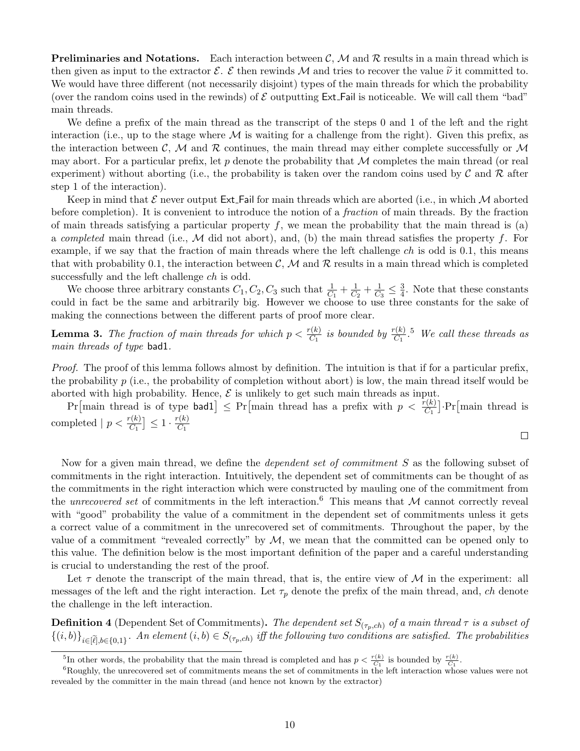**Preliminaries and Notations.** Each interaction between $\mathcal{C}$, $\mathcal{M}$ and $\mathcal{R}$ results in a main thread which is then given as input to the extractor $\mathcal{E}$. $\mathcal{E}$ then rewinds $\mathcal{M}$ and tries to recover the value $\widetilde{\nu}$ it committed to. We would have three different (not necessarily disjoint) types of the main threads for which the probability (over the random coins used in the rewinds) of $\mathcal{E}$ outputting $\mathsf{Ext\_Fail}$ is noticeable. We will call them "bad" main threads.

We define a prefix of the main thread as the transcript of the steps 0 and 1 of the left and the right interaction (i.e., up to the stage where $\mathcal{M}$ is waiting for a challenge from the right). Given this prefix, as the interaction between $\mathcal{C}$, $\mathcal{M}$ and $\mathcal{R}$ continues, the main thread may either complete successfully or $\mathcal{M}$ may abort. For a particular prefix, let $p$ denote the probability that $\mathcal{M}$ completes the main thread (or real experiment) without aborting (i.e., the probability is taken over the random coins used by $\mathcal{C}$ and $\mathcal{R}$ after step 1 of the interaction).

Keep in mind that $\mathcal{E}$ never output $\mathsf{Ext\_Fail}$ for main threads which are aborted (i.e., in which $\mathcal{M}$ aborted before completion). It is convenient to introduce the notion of a *fraction* of main threads. By the fraction of main threads satisfying a particular property $f$, we mean the probability that the main thread is (a) a *completed* main thread (i.e., $\mathcal{M}$ did not abort), and, (b) the main thread satisfies the property $f$. For example, if we say that the fraction of main threads where the left challenge $ch$ is odd is 0.1, this means that with probability 0.1, the interaction between $\mathcal{C}$, $\mathcal{M}$ and $\mathcal{R}$ results in a main thread which is completed successfully and the left challenge $ch$ is odd.

We choose three arbitrary constants $C_1, C_2, C_3$ such that $\frac{1}{C_1} + \frac{1}{C_2} + \frac{1}{C_3} \leq \frac{3}{4}$. Note that these constants could in fact be the same and arbitrarily big. However we choose to use three constants for the sake of making the connections between the different parts of proof more clear.

**Lemma 3.** *The fraction of main threads for which $p < \frac{r(k)}{C_1}$ is bounded by $\frac{r(k)}{C_1}$.*[5] *We call these threads as main threads of type* $\mathsf{bad1}$.

*Proof.* The proof of this lemma follows almost by definition. The intuition is that if for a particular prefix, the probability $p$ (i.e., the probability of completion without abort) is low, the main thread itself would be aborted with high probability. Hence, $\mathcal{E}$ is unlikely to get such main threads as input.

$\Pr\big[\text{main thread is of type } \mathsf{bad1}\big] \leq \Pr\big[\text{main thread has a prefix with } p < \frac{r(k)}{C_1}\big] \cdot \Pr\big[\text{main thread is completed} \mid p < \frac{r(k)}{C_1}\big] \leq 1 \cdot \frac{r(k)}{C_1}$ $\square$

Now for a given main thread, we define the *dependent set of commitment $S$* as the following subset of commitments in the right interaction. Intuitively, the dependent set of commitments can be thought of as the commitments in the right interaction which were constructed by mauling one of the commitment from the *unrecovered set* of commitments in the left interaction.[6] This means that $\mathcal{M}$ cannot correctly reveal with "good" probability the value of a commitment in the dependent set of commitments unless it gets a correct value of a commitment in the unrecovered set of commitments. Throughout the paper, by the value of a commitment "revealed correctly" by $\mathcal{M}$, we mean that the committed can be opened only to this value. The definition below is the most important definition of the paper and a careful understanding is crucial to understanding the rest of the proof.

Let $\tau$ denote the transcript of the main thread, that is, the entire view of $\mathcal{M}$ in the experiment: all messages of the left and the right interaction. Let $\tau_p$ denote the prefix of the main thread, and, $ch$ denote the challenge in the left interaction.

**Definition 4** (Dependent Set of Commitments)**.** *The dependent set $S_{(\tau_p, ch)}$ of a main thread $\tau$ is a subset of $\{(i,b)\}_{i \in [\widetilde{\ell}], b \in \{0,1\}}$. An element $(i,b) \in S_{(\tau_p, ch)}$ iff the following two conditions are satisfied. The probabilities*

[5] In other words, the probability that the main thread is completed and has $p < \frac{r(k)}{C_1}$ is bounded by $\frac{r(k)}{C_1}$.

[6] Roughly, the unrecovered set of commitments means the set of commitments in the left interaction whose values were not revealed by the committer in the main thread (and hence not known by the extractor)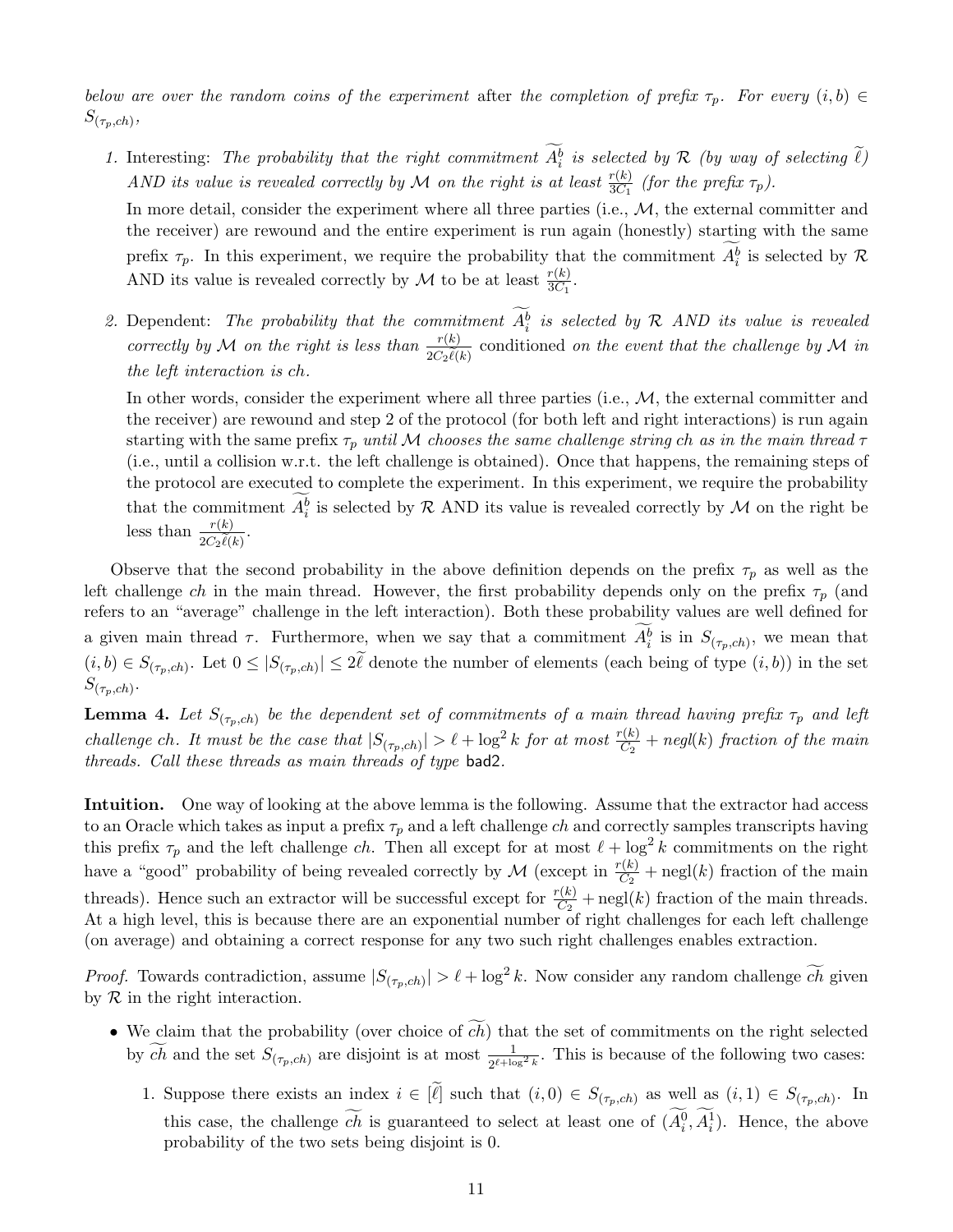*below are over the random coins of the experiment* after *the completion of prefix* $\tau_p$. *For every* $(i,b) \in S_{(\tau_p,ch)}$,

1. Interesting: *The probability that the right commitment* $\widetilde{A_i^b}$ *is selected by* $\mathcal{R}$ *(by way of selecting* $\widetilde{\ell}$*) AND its value is revealed correctly by* $\mathcal{M}$ *on the right is at least* $\frac{r(k)}{3C_1}$ *(for the prefix* $\tau_p$*).*

   In more detail, consider the experiment where all three parties (i.e., $\mathcal{M}$, the external committer and the receiver) are rewound and the entire experiment is run again (honestly) starting with the same prefix $\tau_p$. In this experiment, we require the probability that the commitment $\widetilde{A_i^b}$ is selected by $\mathcal{R}$ AND its value is revealed correctly by $\mathcal{M}$ to be at least $\frac{r(k)}{3C_1}$.

2. Dependent: *The probability that the commitment* $\widetilde{A_i^b}$ *is selected by* $\mathcal{R}$ *AND its value is revealed correctly by* $\mathcal{M}$ *on the right is less than* $\frac{r(k)}{2C_2\widetilde{\ell}(k)}$ conditioned *on the event that the challenge by* $\mathcal{M}$ *in the left interaction is ch.*

   In other words, consider the experiment where all three parties (i.e., $\mathcal{M}$, the external committer and the receiver) are rewound and step 2 of the protocol (for both left and right interactions) is run again starting with the same prefix $\tau_p$ *until* $\mathcal{M}$ *chooses the same challenge string ch as in the main thread* $\tau$ (i.e., until a collision w.r.t. the left challenge is obtained). Once that happens, the remaining steps of the protocol are executed to complete the experiment. In this experiment, we require the probability that the commitment $\widetilde{A_i^b}$ is selected by $\mathcal{R}$ AND its value is revealed correctly by $\mathcal{M}$ on the right be less than $\frac{r(k)}{2C_2\widetilde{\ell}(k)}$.

Observe that the second probability in the above definition depends on the prefix $\tau_p$ as well as the left challenge $ch$ in the main thread. However, the first probability depends only on the prefix $\tau_p$ (and refers to an "average" challenge in the left interaction). Both these probability values are well defined for a given main thread $\tau$. Furthermore, when we say that a commitment $\widetilde{A_i^b}$ is in $S_{(\tau_p,ch)}$, we mean that $(i,b) \in S_{(\tau_p,ch)}$. Let $0 \leq |S_{(\tau_p,ch)}| \leq 2\widetilde{\ell}$ denote the number of elements (each being of type $(i,b)$) in the set $S_{(\tau_p,ch)}$.

**Lemma 4.** *Let* $S_{(\tau_p,ch)}$ *be the dependent set of commitments of a main thread having prefix* $\tau_p$ *and left challenge ch. It must be the case that* $|S_{(\tau_p,ch)}| > \ell + \log^2 k$ *for at most* $\frac{r(k)}{C_2} + negl(k)$ *fraction of the main threads. Call these threads as main threads of type* bad2.

**Intuition.** One way of looking at the above lemma is the following. Assume that the extractor had access to an Oracle which takes as input a prefix $\tau_p$ and a left challenge $ch$ and correctly samples transcripts having this prefix $\tau_p$ and the left challenge $ch$. Then all except for at most $\ell + \log^2 k$ commitments on the right have a "good" probability of being revealed correctly by $\mathcal{M}$ (except in $\frac{r(k)}{C_2} + \text{negl}(k)$ fraction of the main threads). Hence such an extractor will be successful except for $\frac{r(k)}{C_2} + \text{negl}(k)$ fraction of the main threads. At a high level, this is because there are an exponential number of right challenges for each left challenge (on average) and obtaining a correct response for any two such right challenges enables extraction.

*Proof.* Towards contradiction, assume $|S_{(\tau_p,ch)}| > \ell + \log^2 k$. Now consider any random challenge $\widetilde{ch}$ given by $\mathcal{R}$ in the right interaction.

- We claim that the probability (over choice of $\widetilde{ch}$) that the set of commitments on the right selected by $\widetilde{ch}$ and the set $S_{(\tau_p,ch)}$ are disjoint is at most $\frac{1}{2^{\ell+\log^2 k}}$. This is because of the following two cases:

  1. Suppose there exists an index $i \in [\widetilde{\ell}]$ such that $(i,0) \in S_{(\tau_p,ch)}$ as well as $(i,1) \in S_{(\tau_p,ch)}$. In this case, the challenge $\widetilde{ch}$ is guaranteed to select at least one of $(\widetilde{A_i^0}, \widetilde{A_i^1})$. Hence, the above probability of the two sets being disjoint is 0.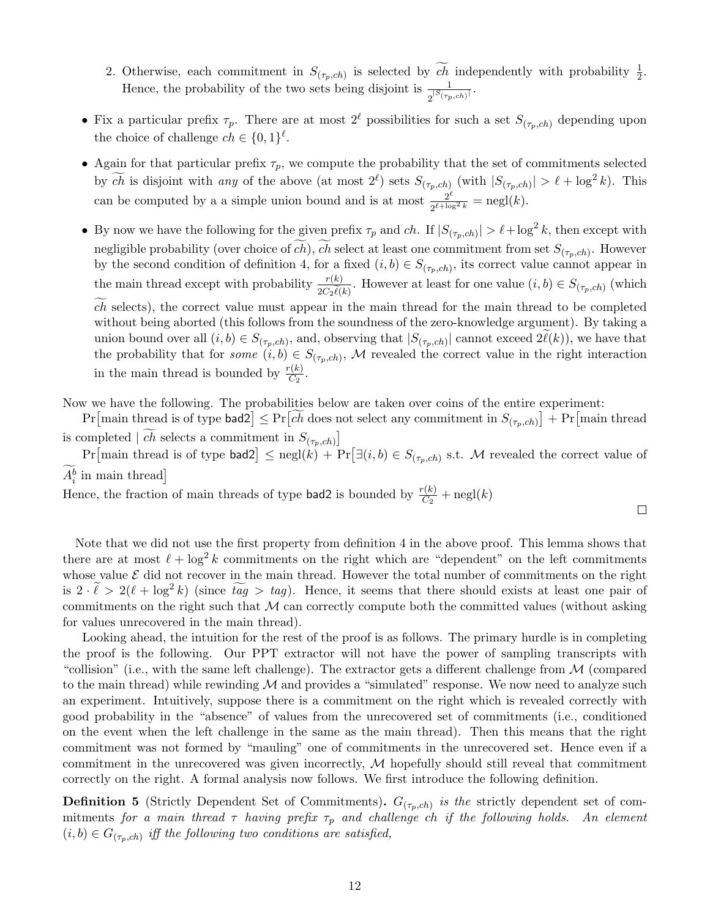2. Otherwise, each commitment in $S_{(\tau_p,ch)}$ is selected by $\widetilde{ch}$ independently with probability $\frac{1}{2}$. Hence, the probability of the two sets being disjoint is $\frac{1}{2^{|S_{(\tau_p,ch)}|}}$.

- Fix a particular prefix $\tau_p$. There are at most $2^\ell$ possibilities for such a set $S_{(\tau_p,ch)}$ depending upon the choice of challenge $ch \in \{0,1\}^\ell$.
- Again for that particular prefix $\tau_p$, we compute the probability that the set of commitments selected by $\widetilde{ch}$ is disjoint with *any* of the above (at most $2^\ell$) sets $S_{(\tau_p,ch)}$ (with $|S_{(\tau_p,ch)}| > \ell + \log^2 k$). This can be computed by a a simple union bound and is at most $\frac{2^\ell}{2^{\ell+\log^2 k}} = \mathrm{negl}(k)$.
- By now we have the following for the given prefix $\tau_p$ and $ch$. If $|S_{(\tau_p,ch)}| > \ell+\log^2 k$, then except with negligible probability (over choice of $\widetilde{ch}$), $\widetilde{ch}$ select at least one commitment from set $S_{(\tau_p,ch)}$. However by the second condition of definition 4, for a fixed $(i,b) \in S_{(\tau_p,ch)}$, its correct value cannot appear in the main thread except with probability $\frac{r(k)}{2C_2\widetilde{\ell}(k)}$. However at least for one value $(i,b) \in S_{(\tau_p,ch)}$ (which $\widetilde{ch}$ selects), the correct value must appear in the main thread for the main thread to be completed without being aborted (this follows from the soundness of the zero-knowledge argument). By taking a union bound over all $(i,b) \in S_{(\tau_p,ch)}$, and, observing that $|S_{(\tau_p,ch)}|$ cannot exceed $2\widetilde{\ell}(k)$), we have that the probability that for *some* $(i,b) \in S_{(\tau_p,ch)}$, $\mathcal{M}$ revealed the correct value in the right interaction in the main thread is bounded by $\frac{r(k)}{C_2}$.

Now we have the following. The probabilities below are taken over coins of the entire experiment:

$\Pr\big[$main thread is of type $\mathsf{bad2}\big] \leq \Pr\big[\widetilde{ch}$ does not select any commitment in $S_{(\tau_p,ch)}\big] + \Pr\big[$main thread is completed $\mid \widetilde{ch}$ selects a commitment in $S_{(\tau_p,ch)}\big]$

$\Pr\big[$main thread is of type $\mathsf{bad2}\big] \leq \mathrm{negl}(k) + \Pr\big[\exists (i,b) \in S_{(\tau_p,ch)}$ s.t. $\mathcal{M}$ revealed the correct value of $\widetilde{A}_i^b$ in main thread$\big]$

Hence, the fraction of main threads of type $\mathsf{bad2}$ is bounded by $\frac{r(k)}{C_2} + \mathrm{negl}(k)$

□

Note that we did not use the first property from definition 4 in the above proof. This lemma shows that there are at most $\ell + \log^2 k$ commitments on the right which are "dependent" on the left commitments whose value $\mathcal{E}$ did not recover in the main thread. However the total number of commitments on the right is $2 \cdot \widetilde{\ell} > 2(\ell + \log^2 k)$ (since $\widetilde{tag} > tag$). Hence, it seems that there should exists at least one pair of commitments on the right such that $\mathcal{M}$ can correctly compute both the committed values (without asking for values unrecovered in the main thread).

Looking ahead, the intuition for the rest of the proof is as follows. The primary hurdle is in completing the proof is the following. Our PPT extractor will not have the power of sampling transcripts with "collision" (i.e., with the same left challenge). The extractor gets a different challenge from $\mathcal{M}$ (compared to the main thread) while rewinding $\mathcal{M}$ and provides a "simulated" response. We now need to analyze such an experiment. Intuitively, suppose there is a commitment on the right which is revealed correctly with good probability in the "absence" of values from the unrecovered set of commitments (i.e., conditioned on the event when the left challenge in the same as the main thread). Then this means that the right commitment was not formed by "mauling" one of commitments in the unrecovered set. Hence even if a commitment in the unrecovered was given incorrectly, $\mathcal{M}$ hopefully should still reveal that commitment correctly on the right. A formal analysis now follows. We first introduce the following definition.

**Definition 5** (Strictly Dependent Set of Commitments)**.** *$G_{(\tau_p,ch)}$ is the* strictly dependent set of commitments *for a main thread $\tau$ having prefix $\tau_p$ and challenge $ch$ if the following holds. An element $(i,b) \in G_{(\tau_p,ch)}$ iff the following two conditions are satisfied,*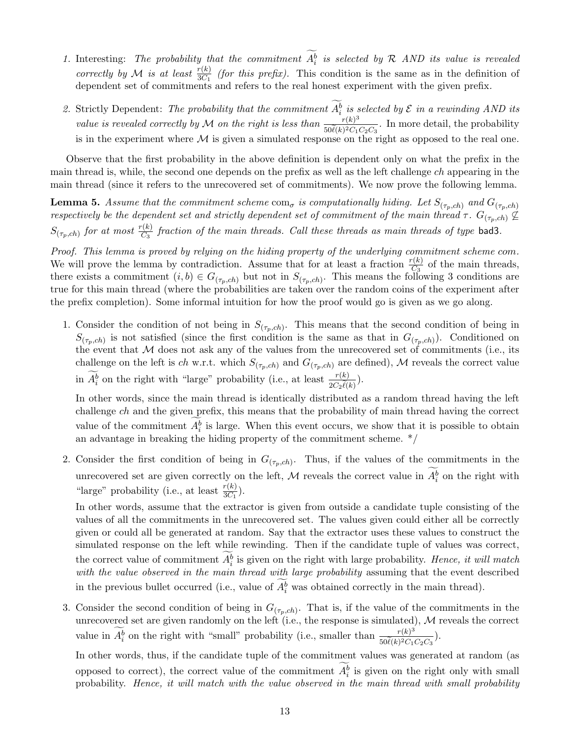1. Interesting: *The probability that the commitment $\widetilde{A_i^b}$ is selected by $\mathcal{R}$ AND its value is revealed correctly by $\mathcal{M}$ is at least $\frac{r(k)}{3C_1}$ (for this prefix).* This condition is the same as in the definition of dependent set of commitments and refers to the real honest experiment with the given prefix.

2. Strictly Dependent: *The probability that the commitment $\widetilde{A_i^b}$ is selected by $\mathcal{E}$ in a rewinding AND its value is revealed correctly by $\mathcal{M}$ on the right is less than $\frac{r(k)^3}{50\tilde{\ell}(k)^2 C_1 C_2 C_3}$.* In more detail, the probability is in the experiment where $\mathcal{M}$ is given a simulated response on the right as opposed to the real one.

Observe that the first probability in the above definition is dependent only on what the prefix in the main thread is, while, the second one depends on the prefix as well as the left challenge $ch$ appearing in the main thread (since it refers to the unrecovered set of commitments). We now prove the following lemma.

**Lemma 5.** *Assume that the commitment scheme $\mathrm{com}_\sigma$ is computationally hiding. Let $S_{(\tau_p,ch)}$ and $G_{(\tau_p,ch)}$ respectively be the dependent set and strictly dependent set of commitment of the main thread $\tau$. $G_{(\tau_p,ch)} \not\subseteq S_{(\tau_p,ch)}$ for at most $\frac{r(k)}{C_3}$ fraction of the main threads. Call these threads as main threads of type* bad3.

*Proof. This lemma is proved by relying on the hiding property of the underlying commitment scheme com.* We will prove the lemma by contradiction. Assume that for at least a fraction $\frac{r(k)}{C_3}$ of the main threads, there exists a commitment $(i,b) \in G_{(\tau_p,ch)}$ but not in $S_{(\tau_p,ch)}$. This means the following 3 conditions are true for this main thread (where the probabilities are taken over the random coins of the experiment after the prefix completion). Some informal intuition for how the proof would go is given as we go along.

1. Consider the condition of not being in $S_{(\tau_p,ch)}$. This means that the second condition of being in $S_{(\tau_p,ch)}$ is not satisfied (since the first condition is the same as that in $G_{(\tau_p,ch)}$). Conditioned on the event that $\mathcal{M}$ does not ask any of the values from the unrecovered set of commitments (i.e., its challenge on the left is $ch$ w.r.t. which $S_{(\tau_p,ch)}$ and $G_{(\tau_p,ch)}$ are defined), $\mathcal{M}$ reveals the correct value in $\widetilde{A_i^b}$ on the right with "large" probability (i.e., at least $\frac{r(k)}{2C_2\tilde{\ell}(k)}$).

   In other words, since the main thread is identically distributed as a random thread having the left challenge $ch$ and the given prefix, this means that the probability of main thread having the correct value of the commitment $\widetilde{A_i^b}$ is large. When this event occurs, we show that it is possible to obtain an advantage in breaking the hiding property of the commitment scheme. */

2. Consider the first condition of being in $G_{(\tau_p,ch)}$. Thus, if the values of the commitments in the unrecovered set are given correctly on the left, $\mathcal{M}$ reveals the correct value in $\widetilde{A_i^b}$ on the right with "large" probability (i.e., at least $\frac{r(k)}{3C_1}$).

   In other words, assume that the extractor is given from outside a candidate tuple consisting of the values of all the commitments in the unrecovered set. The values given could either all be correctly given or could all be generated at random. Say that the extractor uses these values to construct the simulated response on the left while rewinding. Then if the candidate tuple of values was correct, the correct value of commitment $\widetilde{A_i^b}$ is given on the right with large probability. *Hence, it will match with the value observed in the main thread with large probability* assuming that the event described in the previous bullet occurred (i.e., value of $\widetilde{A_i^b}$ was obtained correctly in the main thread).

3. Consider the second condition of being in $G_{(\tau_p,ch)}$. That is, if the value of the commitments in the unrecovered set are given randomly on the left (i.e., the response is simulated), $\mathcal{M}$ reveals the correct value in $\widetilde{A_i^b}$ on the right with "small" probability (i.e., smaller than $\frac{r(k)^3}{50\tilde{\ell}(k)^2 C_1 C_2 C_3}$).

   In other words, thus, if the candidate tuple of the commitment values was generated at random (as opposed to correct), the correct value of the commitment $\widetilde{A_i^b}$ is given on the right only with small probability. *Hence, it will match with the value observed in the main thread with small probability*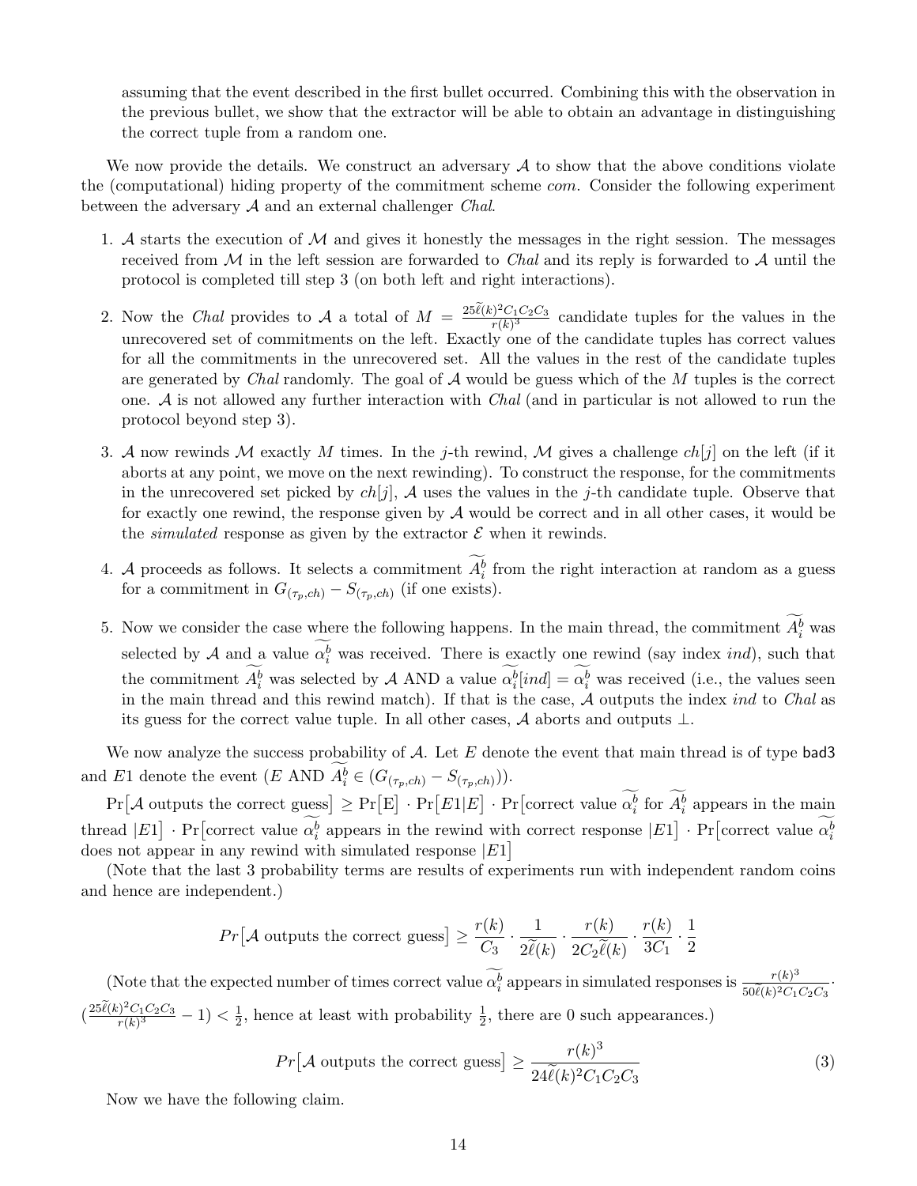assuming that the event described in the first bullet occurred. Combining this with the observation in the previous bullet, we show that the extractor will be able to obtain an advantage in distinguishing the correct tuple from a random one.

We now provide the details. We construct an adversary $\mathcal{A}$ to show that the above conditions violate the (computational) hiding property of the commitment scheme *com*. Consider the following experiment between the adversary $\mathcal{A}$ and an external challenger *Chal*.

1. $\mathcal{A}$ starts the execution of $\mathcal{M}$ and gives it honestly the messages in the right session. The messages received from $\mathcal{M}$ in the left session are forwarded to *Chal* and its reply is forwarded to $\mathcal{A}$ until the protocol is completed till step 3 (on both left and right interactions).

2. Now the *Chal* provides to $\mathcal{A}$ a total of $M = \frac{25\widetilde{\ell}(k)^2 C_1 C_2 C_3}{r(k)^3}$ candidate tuples for the values in the unrecovered set of commitments on the left. Exactly one of the candidate tuples has correct values for all the commitments in the unrecovered set. All the values in the rest of the candidate tuples are generated by *Chal* randomly. The goal of $\mathcal{A}$ would be guess which of the $M$ tuples is the correct one. $\mathcal{A}$ is not allowed any further interaction with *Chal* (and in particular is not allowed to run the protocol beyond step 3).

3. $\mathcal{A}$ now rewinds $\mathcal{M}$ exactly $M$ times. In the $j$-th rewind, $\mathcal{M}$ gives a challenge $ch[j]$ on the left (if it aborts at any point, we move on the next rewinding). To construct the response, for the commitments in the unrecovered set picked by $ch[j]$, $\mathcal{A}$ uses the values in the $j$-th candidate tuple. Observe that for exactly one rewind, the response given by $\mathcal{A}$ would be correct and in all other cases, it would be the *simulated* response as given by the extractor $\mathcal{E}$ when it rewinds.

4. $\mathcal{A}$ proceeds as follows. It selects a commitment $\widetilde{A_i^b}$ from the right interaction at random as a guess for a commitment in $G_{(\tau_p,ch)} - S_{(\tau_p,ch)}$ (if one exists).

5. Now we consider the case where the following happens. In the main thread, the commitment $\widetilde{A_i^b}$ was selected by $\mathcal{A}$ and a value $\widetilde{\alpha_i^b}$ was received. There is exactly one rewind (say index *ind*), such that the commitment $\widetilde{A_i^b}$ was selected by $\mathcal{A}$ AND a value $\widetilde{\alpha_i^b}[ind] = \widetilde{\alpha_i^b}$ was received (i.e., the values seen in the main thread and this rewind match). If that is the case, $\mathcal{A}$ outputs the index *ind* to *Chal* as its guess for the correct value tuple. In all other cases, $\mathcal{A}$ aborts and outputs $\perp$.

We now analyze the success probability of $\mathcal{A}$. Let $E$ denote the event that main thread is of type $\mathsf{bad3}$ and $E1$ denote the event ($E$ AND $\widetilde{A_i^b} \in (G_{(\tau_p,ch)} - S_{(\tau_p,ch)})$).

$\Pr[\mathcal{A}$ outputs the correct guess$] \geq \Pr[\text{E}] \cdot \Pr[E1|E] \cdot \Pr[$correct value $\widetilde{\alpha_i^b}$ for $\widetilde{A_i^b}$ appears in the main thread $|E1] \cdot \Pr[$correct value $\widetilde{\alpha_i^b}$ appears in the rewind with correct response $|E1] \cdot \Pr[$correct value $\widetilde{\alpha_i^b}$ does not appear in any rewind with simulated response $|E1]$

(Note that the last 3 probability terms are results of experiments run with independent random coins and hence are independent.)

$$Pr[\mathcal{A} \text{ outputs the correct guess}] \geq \frac{r(k)}{C_3} \cdot \frac{1}{2\widetilde{\ell}(k)} \cdot \frac{r(k)}{2C_2\widetilde{\ell}(k)} \cdot \frac{r(k)}{3C_1} \cdot \frac{1}{2}$$

(Note that the expected number of times correct value $\widetilde{\alpha_i^b}$ appears in simulated responses is $\frac{r(k)^3}{50\widetilde{\ell}(k)^2 C_1 C_2 C_3}$. $(\frac{25\widetilde{\ell}(k)^2 C_1 C_2 C_3}{r(k)^3} - 1) < \frac{1}{2}$, hence at least with probability $\frac{1}{2}$, there are 0 such appearances.)

$$Pr[\mathcal{A} \text{ outputs the correct guess}] \geq \frac{r(k)^3}{24\widetilde{\ell}(k)^2 C_1 C_2 C_3} \tag{3}$$

Now we have the following claim.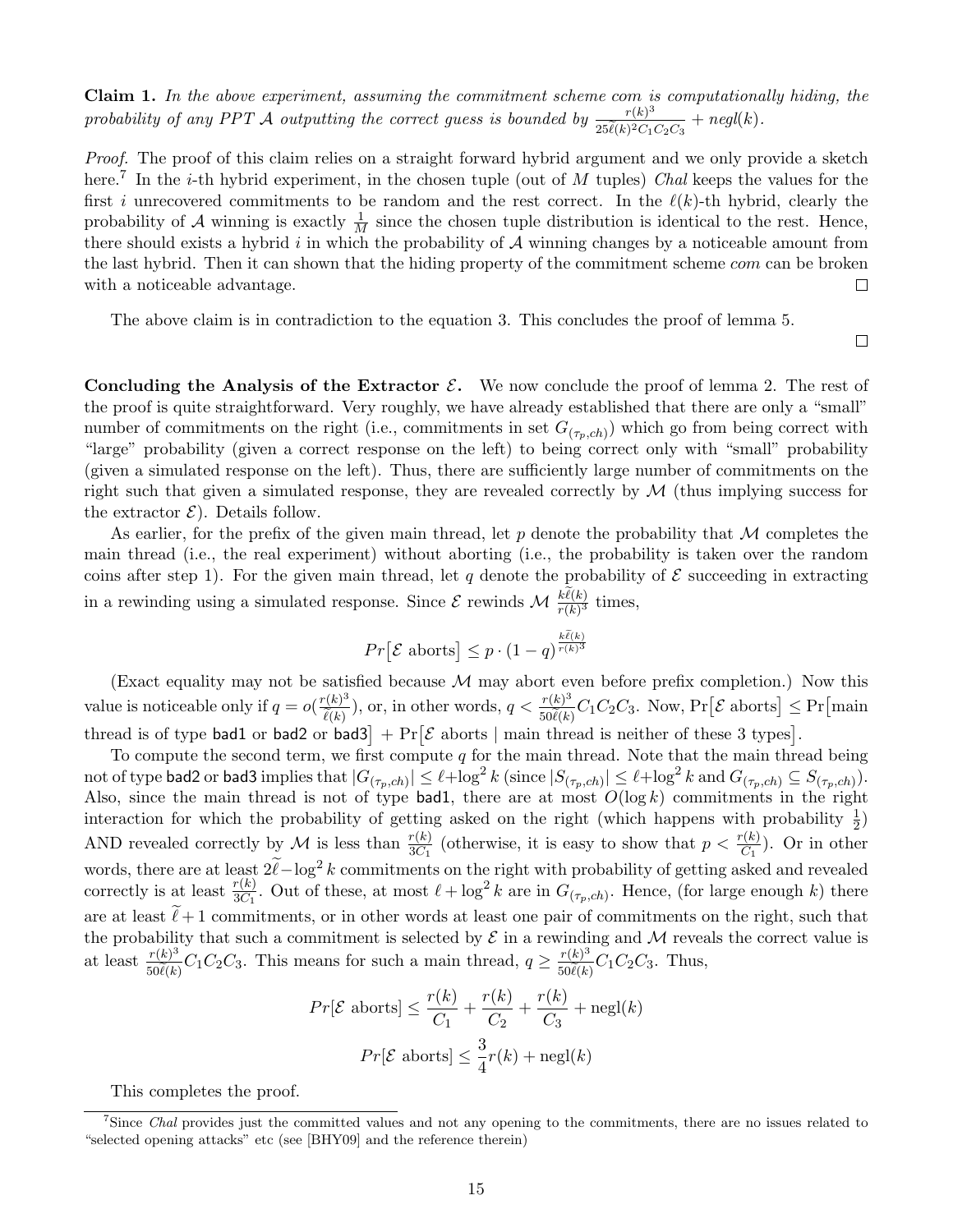**Claim 1.** *In the above experiment, assuming the commitment scheme com is computationally hiding, the probability of any PPT $\mathcal{A}$ outputting the correct guess is bounded by $\frac{r(k)^3}{25\tilde{\ell}(k)^2 C_1 C_2 C_3} + negl(k)$.*

*Proof.* The proof of this claim relies on a straight forward hybrid argument and we only provide a sketch here.[7] In the $i$-th hybrid experiment, in the chosen tuple (out of $M$ tuples) *Chal* keeps the values for the first $i$ unrecovered commitments to be random and the rest correct. In the $\ell(k)$-th hybrid, clearly the probability of $\mathcal{A}$ winning is exactly $\frac{1}{M}$ since the chosen tuple distribution is identical to the rest. Hence, there should exists a hybrid $i$ in which the probability of $\mathcal{A}$ winning changes by a noticeable amount from the last hybrid. Then it can shown that the hiding property of the commitment scheme *com* can be broken with a noticeable advantage. □

The above claim is in contradiction to the equation 3. This concludes the proof of lemma 5.

□

**Concluding the Analysis of the Extractor $\mathcal{E}$.** We now conclude the proof of lemma 2. The rest of the proof is quite straightforward. Very roughly, we have already established that there are only a "small" number of commitments on the right (i.e., commitments in set $G_{(\tau_p,ch)}$) which go from being correct with "large" probability (given a correct response on the left) to being correct only with "small" probability (given a simulated response on the left). Thus, there are sufficiently large number of commitments on the right such that given a simulated response, they are revealed correctly by $\mathcal{M}$ (thus implying success for the extractor $\mathcal{E}$). Details follow.

As earlier, for the prefix of the given main thread, let $p$ denote the probability that $\mathcal{M}$ completes the main thread (i.e., the real experiment) without aborting (i.e., the probability is taken over the random coins after step 1). For the given main thread, let $q$ denote the probability of $\mathcal{E}$ succeeding in extracting in a rewinding using a simulated response. Since $\mathcal{E}$ rewinds $\mathcal{M}$ $\frac{k\tilde{\ell}(k)}{r(k)^3}$ times,

$$Pr\big[\mathcal{E} \text{ aborts}\big] \leq p \cdot (1-q)^{\frac{k\tilde{\ell}(k)}{r(k)^3}}$$

(Exact equality may not be satisfied because $\mathcal{M}$ may abort even before prefix completion.) Now this value is noticeable only if $q = o(\frac{r(k)^3}{\tilde{\ell}(k)})$, or, in other words, $q < \frac{r(k)^3}{50\tilde{\ell}(k)} C_1 C_2 C_3$. Now, $\Pr\big[\mathcal{E} \text{ aborts}\big] \leq \Pr\big[\text{main thread is of type } \mathsf{bad1} \text{ or } \mathsf{bad2} \text{ or } \mathsf{bad3}\big] + \Pr\big[\mathcal{E} \text{ aborts} \mid \text{main thread is neither of these 3 types}\big]$.

To compute the second term, we first compute $q$ for the main thread. Note that the main thread being not of type $\mathsf{bad2}$ or $\mathsf{bad3}$ implies that $|G_{(\tau_p,ch)}| \leq \ell + \log^2 k$ (since $|S_{(\tau_p,ch)}| \leq \ell + \log^2 k$ and $G_{(\tau_p,ch)} \subseteq S_{(\tau_p,ch)}$). Also, since the main thread is not of type $\mathsf{bad1}$, there are at most $O(\log k)$ commitments in the right interaction for which the probability of getting asked on the right (which happens with probability $\frac{1}{2}$) AND revealed correctly by $\mathcal{M}$ is less than $\frac{r(k)}{3C_1}$ (otherwise, it is easy to show that $p < \frac{r(k)}{C_1}$). Or in other words, there are at least $2\tilde{\ell} - \log^2 k$ commitments on the right with probability of getting asked and revealed correctly is at least $\frac{r(k)}{3C_1}$. Out of these, at most $\ell + \log^2 k$ are in $G_{(\tau_p,ch)}$. Hence, (for large enough $k$) there are at least $\tilde{\ell} + 1$ commitments, or in other words at least one pair of commitments on the right, such that the probability that such a commitment is selected by $\mathcal{E}$ in a rewinding and $\mathcal{M}$ reveals the correct value is at least $\frac{r(k)^3}{50\tilde{\ell}(k)} C_1 C_2 C_3$. This means for such a main thread, $q \geq \frac{r(k)^3}{50\tilde{\ell}(k)} C_1 C_2 C_3$. Thus,

$$Pr[\mathcal{E} \text{ aborts}] \leq \frac{r(k)}{C_1} + \frac{r(k)}{C_2} + \frac{r(k)}{C_3} + \text{negl}(k)$$

$$Pr[\mathcal{E} \text{ aborts}] \leq \frac{3}{4} r(k) + \text{negl}(k)$$

This completes the proof.

[7] Since *Chal* provides just the committed values and not any opening to the commitments, there are no issues related to "selected opening attacks" etc (see [BHY09] and the reference therein)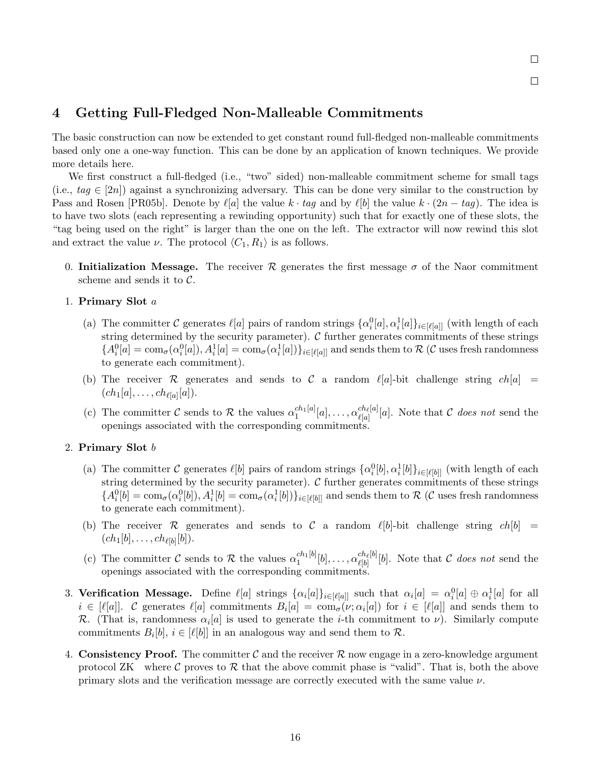□

□

# 4 Getting Full-Fledged Non-Malleable Commitments

The basic construction can now be extended to get constant round full-fledged non-malleable commitments based only one a one-way function. This can be done by an application of known techniques. We provide more details here.

We first construct a full-fledged (i.e., "two" sided) non-malleable commitment scheme for small tags (i.e., $tag \in [2n]$) against a synchronizing adversary. This can be done very similar to the construction by Pass and Rosen [PR05b]. Denote by $\ell[a]$ the value $k \cdot tag$ and by $\ell[b]$ the value $k \cdot (2n - tag)$. The idea is to have two slots (each representing a rewinding opportunity) such that for exactly one of these slots, the "tag being used on the right" is larger than the one on the left. The extractor will now rewind this slot and extract the value $\nu$. The protocol $\langle C_1, R_1 \rangle$ is as follows.

0. **Initialization Message.** The receiver $\mathcal{R}$ generates the first message $\sigma$ of the Naor commitment scheme and sends it to $\mathcal{C}$.

1. **Primary Slot** $a$

   (a) The committer $\mathcal{C}$ generates $\ell[a]$ pairs of random strings $\{\alpha_i^0[a], \alpha_i^1[a]\}_{i \in [\ell[a]]}$ (with length of each string determined by the security parameter). $\mathcal{C}$ further generates commitments of these strings $\{A_i^0[a] = \mathrm{com}_\sigma(\alpha_i^0[a]), A_i^1[a] = \mathrm{com}_\sigma(\alpha_i^1[a])\}_{i \in [\ell[a]]}$ and sends them to $\mathcal{R}$ ($\mathcal{C}$ uses fresh randomness to generate each commitment).

   (b) The receiver $\mathcal{R}$ generates and sends to $\mathcal{C}$ a random $\ell[a]$-bit challenge string $ch[a] = (ch_1[a], \ldots, ch_{\ell[a]}[a])$.

   (c) The committer $\mathcal{C}$ sends to $\mathcal{R}$ the values $\alpha_1^{ch_1[a]}[a], \ldots, \alpha_{\ell[a]}^{ch_\ell[a]}[a]$. Note that $\mathcal{C}$ *does not* send the openings associated with the corresponding commitments.

2. **Primary Slot** $b$

   (a) The committer $\mathcal{C}$ generates $\ell[b]$ pairs of random strings $\{\alpha_i^0[b], \alpha_i^1[b]\}_{i \in [\ell[b]]}$ (with length of each string determined by the security parameter). $\mathcal{C}$ further generates commitments of these strings $\{A_i^0[b] = \mathrm{com}_\sigma(\alpha_i^0[b]), A_i^1[b] = \mathrm{com}_\sigma(\alpha_i^1[b])\}_{i \in [\ell[b]]}$ and sends them to $\mathcal{R}$ ($\mathcal{C}$ uses fresh randomness to generate each commitment).

   (b) The receiver $\mathcal{R}$ generates and sends to $\mathcal{C}$ a random $\ell[b]$-bit challenge string $ch[b] = (ch_1[b], \ldots, ch_{\ell[b]}[b])$.

   (c) The committer $\mathcal{C}$ sends to $\mathcal{R}$ the values $\alpha_1^{ch_1[b]}[b], \ldots, \alpha_{\ell[b]}^{ch_\ell[b]}[b]$. Note that $\mathcal{C}$ *does not* send the openings associated with the corresponding commitments.

3. **Verification Message.** Define $\ell[a]$ strings $\{\alpha_i[a]\}_{i \in [\ell[a]]}$ such that $\alpha_i[a] = \alpha_i^0[a] \oplus \alpha_i^1[a]$ for all $i \in [\ell[a]]$. $\mathcal{C}$ generates $\ell[a]$ commitments $B_i[a] = \mathrm{com}_\sigma(\nu; \alpha_i[a])$ for $i \in [\ell[a]]$ and sends them to $\mathcal{R}$. (That is, randomness $\alpha_i[a]$ is used to generate the $i$-th commitment to $\nu$). Similarly compute commitments $B_i[b]$, $i \in [\ell[b]]$ in an analogous way and send them to $\mathcal{R}$.

4. **Consistency Proof.** The committer $\mathcal{C}$ and the receiver $\mathcal{R}$ now engage in a zero-knowledge argument protocol ZK where $\mathcal{C}$ proves to $\mathcal{R}$ that the above commit phase is "valid". That is, both the above primary slots and the verification message are correctly executed with the same value $\nu$.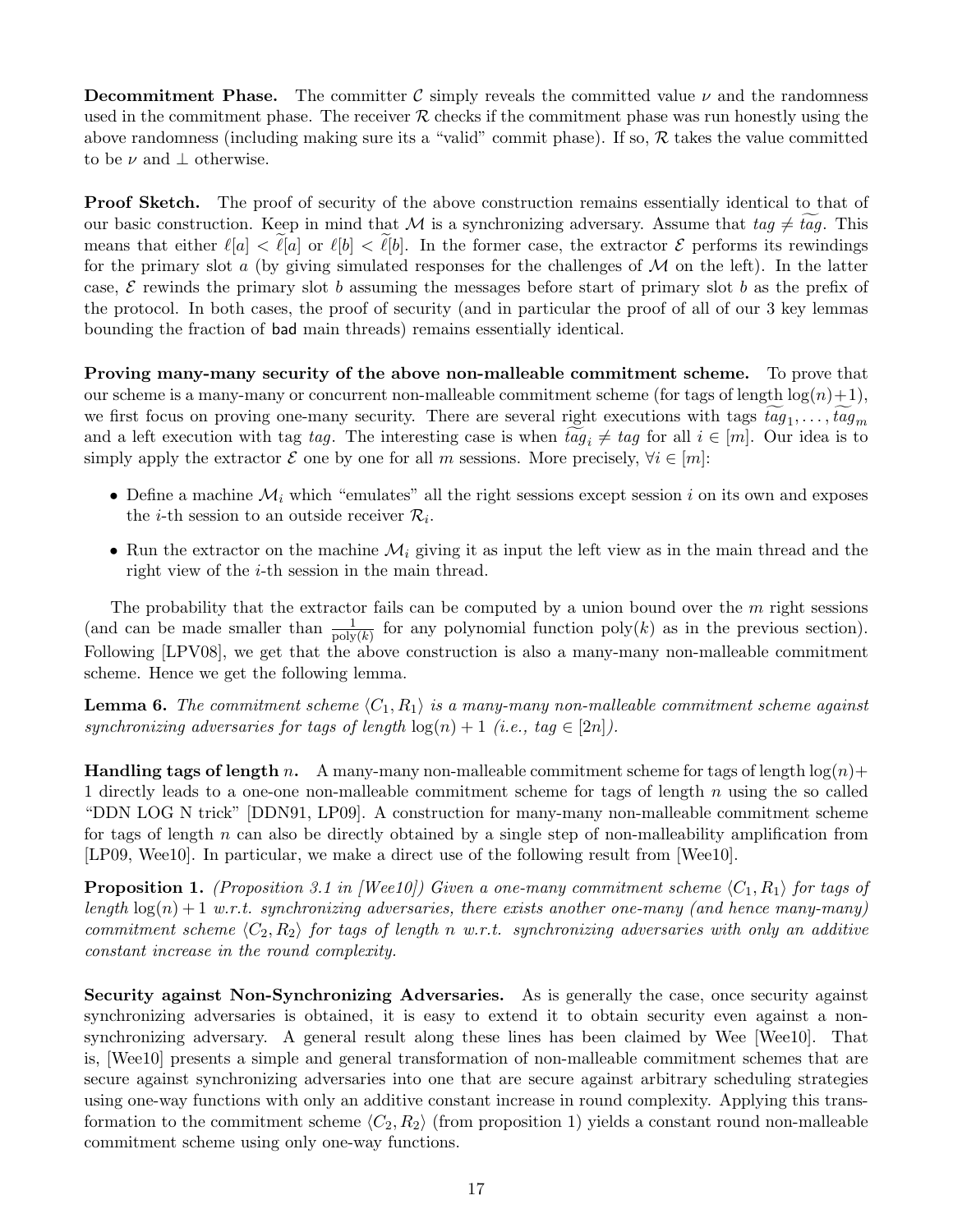**Decommitment Phase.** The committer $\mathcal{C}$ simply reveals the committed value $\nu$ and the randomness used in the commitment phase. The receiver $\mathcal{R}$ checks if the commitment phase was run honestly using the above randomness (including making sure its a "valid" commit phase). If so, $\mathcal{R}$ takes the value committed to be $\nu$ and $\perp$ otherwise.

**Proof Sketch.** The proof of security of the above construction remains essentially identical to that of our basic construction. Keep in mind that $\mathcal{M}$ is a synchronizing adversary. Assume that $tag \neq \widetilde{tag}$. This means that either $\ell[a] < \widetilde{\ell}[a]$ or $\ell[b] < \widetilde{\ell}[b]$. In the former case, the extractor $\mathcal{E}$ performs its rewindings for the primary slot $a$ (by giving simulated responses for the challenges of $\mathcal{M}$ on the left). In the latter case, $\mathcal{E}$ rewinds the primary slot $b$ assuming the messages before start of primary slot $b$ as the prefix of the protocol. In both cases, the proof of security (and in particular the proof of all of our 3 key lemmas bounding the fraction of bad main threads) remains essentially identical.

**Proving many-many security of the above non-malleable commitment scheme.** To prove that our scheme is a many-many or concurrent non-malleable commitment scheme (for tags of length $\log(n)+1$), we first focus on proving one-many security. There are several right executions with tags $\widetilde{tag}_1, \ldots, \widetilde{tag}_m$ and a left execution with tag $tag$. The interesting case is when $\widetilde{tag}_i \neq tag$ for all $i \in [m]$. Our idea is to simply apply the extractor $\mathcal{E}$ one by one for all $m$ sessions. More precisely, $\forall i \in [m]$:

- Define a machine $\mathcal{M}_i$ which "emulates" all the right sessions except session $i$ on its own and exposes the $i$-th session to an outside receiver $\mathcal{R}_i$.
- Run the extractor on the machine $\mathcal{M}_i$ giving it as input the left view as in the main thread and the right view of the $i$-th session in the main thread.

The probability that the extractor fails can be computed by a union bound over the $m$ right sessions (and can be made smaller than $\frac{1}{\text{poly}(k)}$ for any polynomial function $\text{poly}(k)$ as in the previous section). Following [LPV08], we get that the above construction is also a many-many non-malleable commitment scheme. Hence we get the following lemma.

**Lemma 6.** *The commitment scheme $\langle C_1, R_1 \rangle$ is a many-many non-malleable commitment scheme against synchronizing adversaries for tags of length $\log(n)+1$ (i.e., $tag \in [2n]$).*

**Handling tags of length $n$.** A many-many non-malleable commitment scheme for tags of length $\log(n)+1$ directly leads to a one-one non-malleable commitment scheme for tags of length $n$ using the so called "DDN LOG N trick" [DDN91, LP09]. A construction for many-many non-malleable commitment scheme for tags of length $n$ can also be directly obtained by a single step of non-malleability amplification from [LP09, Wee10]. In particular, we make a direct use of the following result from [Wee10].

**Proposition 1.** *(Proposition 3.1 in [Wee10]) Given a one-many commitment scheme $\langle C_1, R_1 \rangle$ for tags of length $\log(n)+1$ w.r.t. synchronizing adversaries, there exists another one-many (and hence many-many) commitment scheme $\langle C_2, R_2 \rangle$ for tags of length $n$ w.r.t. synchronizing adversaries with only an additive constant increase in the round complexity.*

**Security against Non-Synchronizing Adversaries.** As is generally the case, once security against synchronizing adversaries is obtained, it is easy to extend it to obtain security even against a non-synchronizing adversary. A general result along these lines has been claimed by Wee [Wee10]. That is, [Wee10] presents a simple and general transformation of non-malleable commitment schemes that are secure against synchronizing adversaries into one that are secure against arbitrary scheduling strategies using one-way functions with only an additive constant increase in round complexity. Applying this transformation to the commitment scheme $\langle C_2, R_2 \rangle$ (from proposition 1) yields a constant round non-malleable commitment scheme using only one-way functions.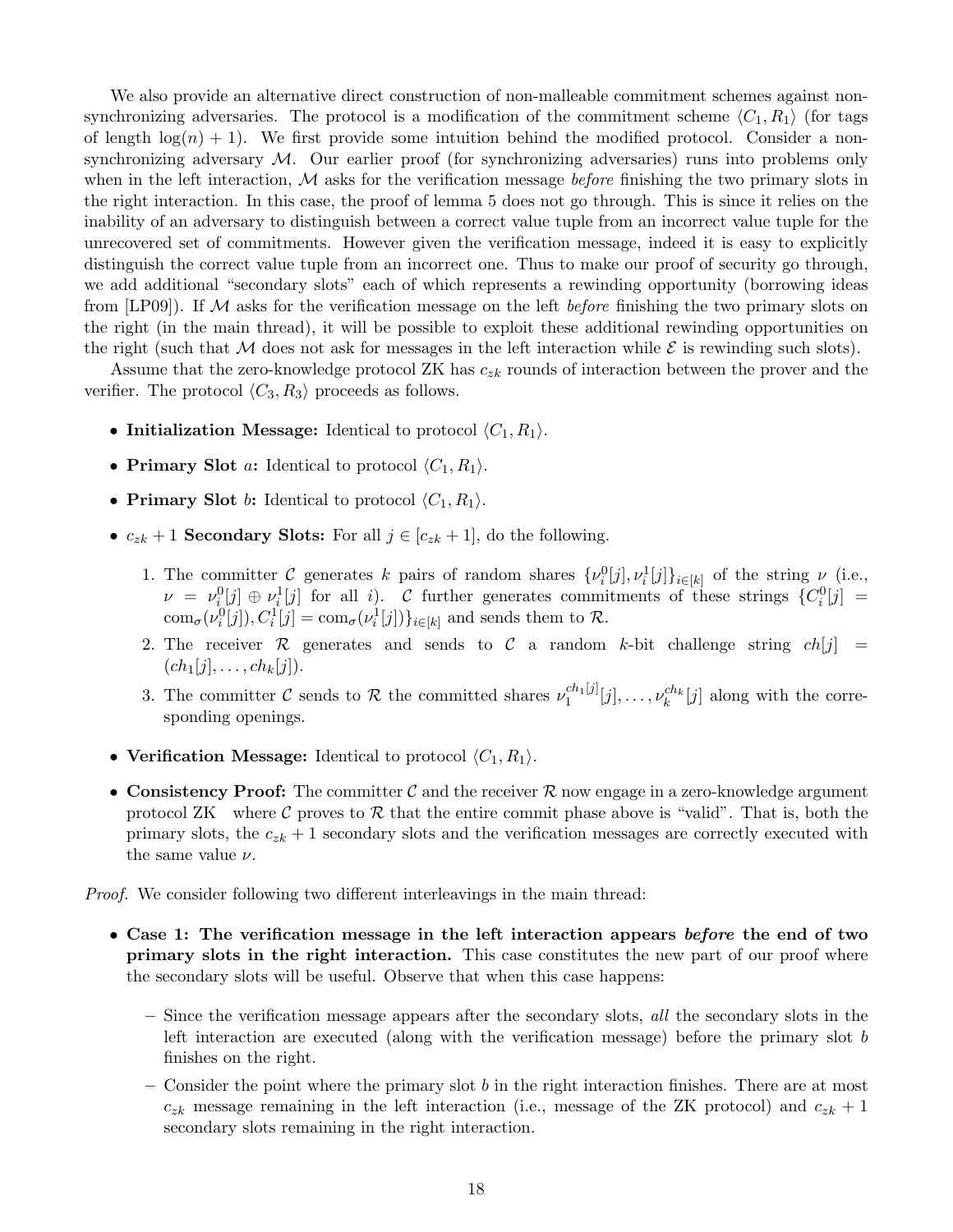We also provide an alternative direct construction of non-malleable commitment schemes against non-synchronizing adversaries. The protocol is a modification of the commitment scheme $\langle C_1, R_1 \rangle$ (for tags of length $\log(n) + 1$). We first provide some intuition behind the modified protocol. Consider a non-synchronizing adversary $\mathcal{M}$. Our earlier proof (for synchronizing adversaries) runs into problems only when in the left interaction, $\mathcal{M}$ asks for the verification message *before* finishing the two primary slots in the right interaction. In this case, the proof of lemma 5 does not go through. This is since it relies on the inability of an adversary to distinguish between a correct value tuple from an incorrect value tuple for the unrecovered set of commitments. However given the verification message, indeed it is easy to explicitly distinguish the correct value tuple from an incorrect one. Thus to make our proof of security go through, we add additional "secondary slots" each of which represents a rewinding opportunity (borrowing ideas from [LP09]). If $\mathcal{M}$ asks for the verification message on the left *before* finishing the two primary slots on the right (in the main thread), it will be possible to exploit these additional rewinding opportunities on the right (such that $\mathcal{M}$ does not ask for messages in the left interaction while $\mathcal{E}$ is rewinding such slots).

Assume that the zero-knowledge protocol ZK has $c_{zk}$ rounds of interaction between the prover and the verifier. The protocol $\langle C_3, R_3 \rangle$ proceeds as follows.

- **Initialization Message:** Identical to protocol $\langle C_1, R_1 \rangle$.
- **Primary Slot** $a$**:** Identical to protocol $\langle C_1, R_1 \rangle$.
- **Primary Slot** $b$**:** Identical to protocol $\langle C_1, R_1 \rangle$.
- $c_{zk} + 1$ **Secondary Slots:** For all $j \in [c_{zk} + 1]$, do the following.
  1. The committer $\mathcal{C}$ generates $k$ pairs of random shares $\{\nu_i^0[j], \nu_i^1[j]\}_{i \in [k]}$ of the string $\nu$ (i.e., $\nu = \nu_i^0[j] \oplus \nu_i^1[j]$ for all $i$). $\mathcal{C}$ further generates commitments of these strings $\{C_i^0[j] = \text{com}_\sigma(\nu_i^0[j]), C_i^1[j] = \text{com}_\sigma(\nu_i^1[j])\}_{i \in [k]}$ and sends them to $\mathcal{R}$.
  2. The receiver $\mathcal{R}$ generates and sends to $\mathcal{C}$ a random $k$-bit challenge string $ch[j] = (ch_1[j], \ldots, ch_k[j])$.
  3. The committer $\mathcal{C}$ sends to $\mathcal{R}$ the committed shares $\nu_1^{ch_1[j]}[j], \ldots, \nu_k^{ch_k}[j]$ along with the corresponding openings.
- **Verification Message:** Identical to protocol $\langle C_1, R_1 \rangle$.
- **Consistency Proof:** The committer $\mathcal{C}$ and the receiver $\mathcal{R}$ now engage in a zero-knowledge argument protocol ZK where $\mathcal{C}$ proves to $\mathcal{R}$ that the entire commit phase above is "valid". That is, both the primary slots, the $c_{zk} + 1$ secondary slots and the verification messages are correctly executed with the same value $\nu$.

*Proof.* We consider following two different interleavings in the main thread:

- **Case 1: The verification message in the left interaction appears** ***before*** **the end of two primary slots in the right interaction.** This case constitutes the new part of our proof where the secondary slots will be useful. Observe that when this case happens:
  - Since the verification message appears after the secondary slots, *all* the secondary slots in the left interaction are executed (along with the verification message) before the primary slot $b$ finishes on the right.
  - Consider the point where the primary slot $b$ in the right interaction finishes. There are at most $c_{zk}$ message remaining in the left interaction (i.e., message of the ZK protocol) and $c_{zk} + 1$ secondary slots remaining in the right interaction.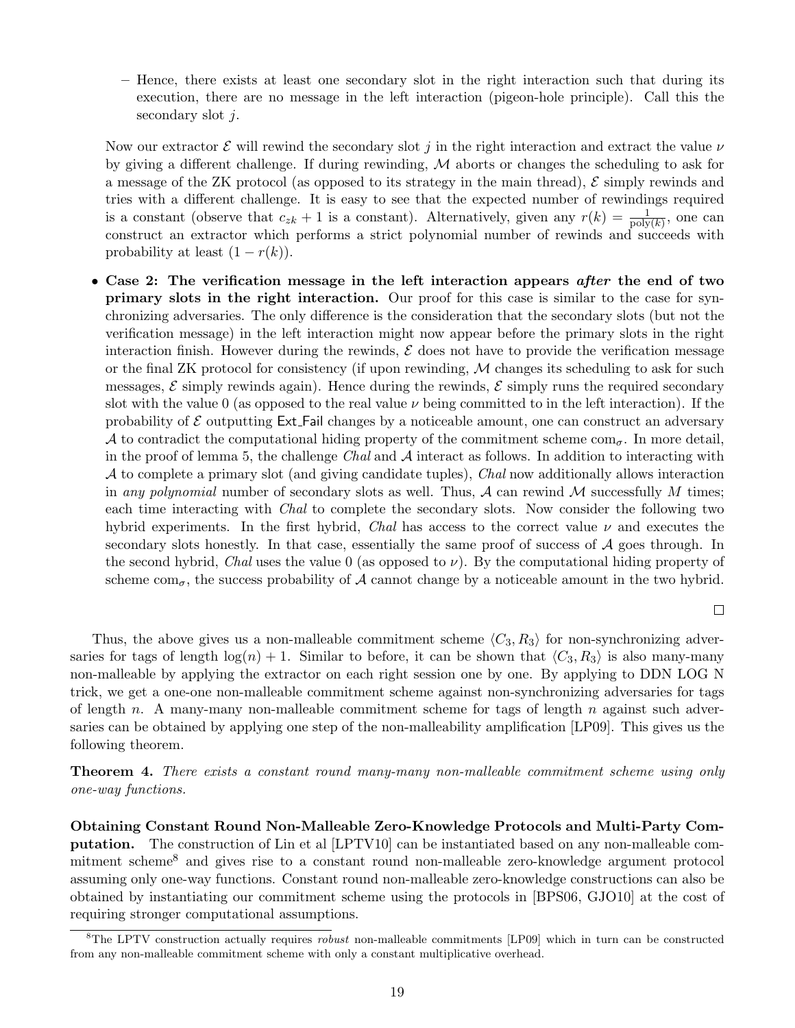– Hence, there exists at least one secondary slot in the right interaction such that during its execution, there are no message in the left interaction (pigeon-hole principle). Call this the secondary slot $j$.

  Now our extractor $\mathcal{E}$ will rewind the secondary slot $j$ in the right interaction and extract the value $\nu$ by giving a different challenge. If during rewinding, $\mathcal{M}$ aborts or changes the scheduling to ask for a message of the ZK protocol (as opposed to its strategy in the main thread), $\mathcal{E}$ simply rewinds and tries with a different challenge. It is easy to see that the expected number of rewindings required is a constant (observe that $c_{zk} + 1$ is a constant). Alternatively, given any $r(k) = \frac{1}{\text{poly}(k)}$, one can construct an extractor which performs a strict polynomial number of rewinds and succeeds with probability at least $(1 - r(k))$.

- **Case 2: The verification message in the left interaction appears *after* the end of two primary slots in the right interaction.** Our proof for this case is similar to the case for synchronizing adversaries. The only difference is the consideration that the secondary slots (but not the verification message) in the left interaction might now appear before the primary slots in the right interaction finish. However during the rewinds, $\mathcal{E}$ does not have to provide the verification message or the final ZK protocol for consistency (if upon rewinding, $\mathcal{M}$ changes its scheduling to ask for such messages, $\mathcal{E}$ simply rewinds again). Hence during the rewinds, $\mathcal{E}$ simply runs the required secondary slot with the value 0 (as opposed to the real value $\nu$ being committed to in the left interaction). If the probability of $\mathcal{E}$ outputting Ext_Fail changes by a noticeable amount, one can construct an adversary $\mathcal{A}$ to contradict the computational hiding property of the commitment scheme $\text{com}_\sigma$. In more detail, in the proof of lemma 5, the challenge *Chal* and $\mathcal{A}$ interact as follows. In addition to interacting with $\mathcal{A}$ to complete a primary slot (and giving candidate tuples), *Chal* now additionally allows interaction in *any polynomial* number of secondary slots as well. Thus, $\mathcal{A}$ can rewind $\mathcal{M}$ successfully $M$ times; each time interacting with *Chal* to complete the secondary slots. Now consider the following two hybrid experiments. In the first hybrid, *Chal* has access to the correct value $\nu$ and executes the secondary slots honestly. In that case, essentially the same proof of success of $\mathcal{A}$ goes through. In the second hybrid, *Chal* uses the value 0 (as opposed to $\nu$). By the computational hiding property of scheme $\text{com}_\sigma$, the success probability of $\mathcal{A}$ cannot change by a noticeable amount in the two hybrid.

□

Thus, the above gives us a non-malleable commitment scheme $\langle C_3, R_3 \rangle$ for non-synchronizing adversaries for tags of length $\log(n) + 1$. Similar to before, it can be shown that $\langle C_3, R_3 \rangle$ is also many-many non-malleable by applying the extractor on each right session one by one. By applying to DDN LOG N trick, we get a one-one non-malleable commitment scheme against non-synchronizing adversaries for tags of length $n$. A many-many non-malleable commitment scheme for tags of length $n$ against such adversaries can be obtained by applying one step of the non-malleability amplification [LP09]. This gives us the following theorem.

**Theorem 4.** *There exists a constant round many-many non-malleable commitment scheme using only one-way functions.*

**Obtaining Constant Round Non-Malleable Zero-Knowledge Protocols and Multi-Party Computation.** The construction of Lin et al [LPTV10] can be instantiated based on any non-malleable commitment scheme[8] and gives rise to a constant round non-malleable zero-knowledge argument protocol assuming only one-way functions. Constant round non-malleable zero-knowledge constructions can also be obtained by instantiating our commitment scheme using the protocols in [BPS06, GJO10] at the cost of requiring stronger computational assumptions.

[8] The LPTV construction actually requires *robust* non-malleable commitments [LP09] which in turn can be constructed from any non-malleable commitment scheme with only a constant multiplicative overhead.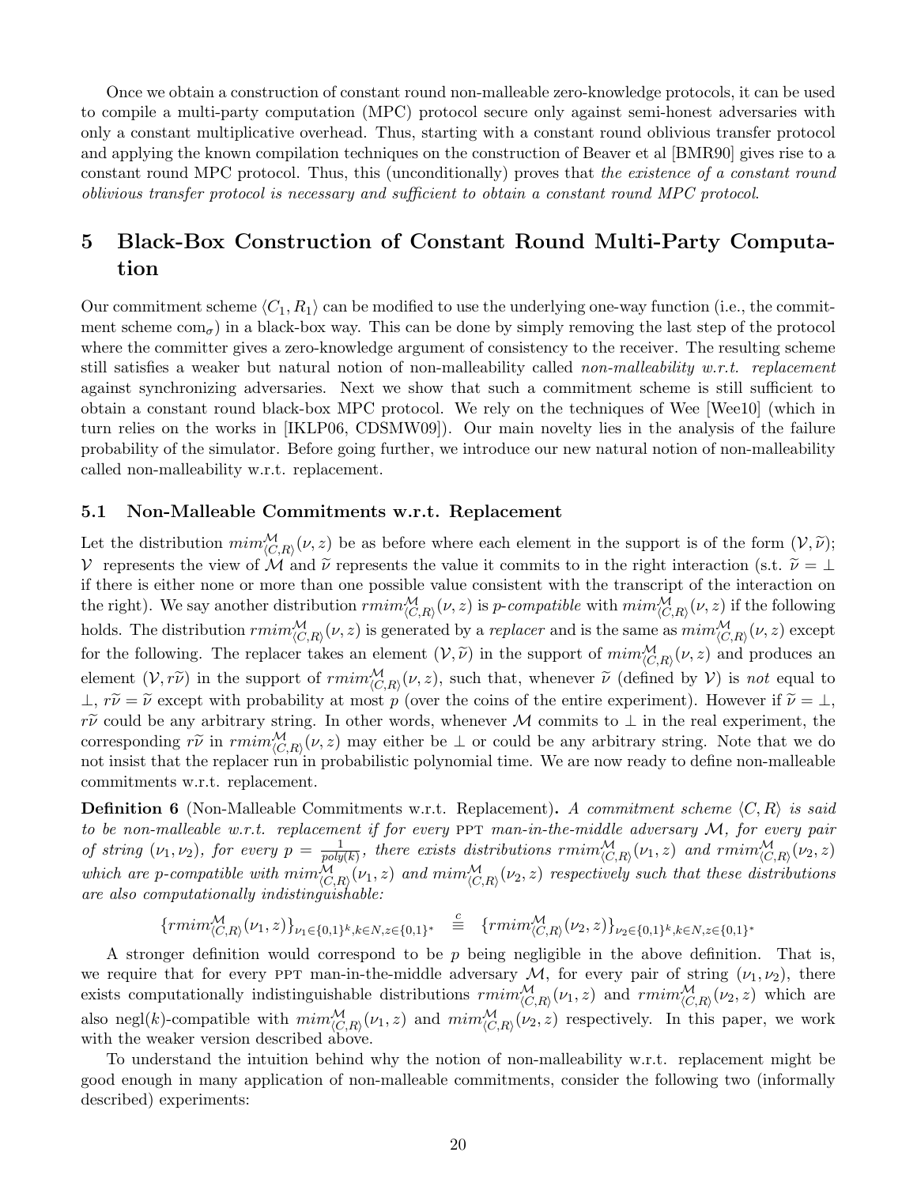Once we obtain a construction of constant round non-malleable zero-knowledge protocols, it can be used to compile a multi-party computation (MPC) protocol secure only against semi-honest adversaries with only a constant multiplicative overhead. Thus, starting with a constant round oblivious transfer protocol and applying the known compilation techniques on the construction of Beaver et al [BMR90] gives rise to a constant round MPC protocol. Thus, this (unconditionally) proves that *the existence of a constant round oblivious transfer protocol is necessary and sufficient to obtain a constant round MPC protocol*.

# 5 Black-Box Construction of Constant Round Multi-Party Computation

Our commitment scheme $\langle C_1, R_1 \rangle$ can be modified to use the underlying one-way function (i.e., the commitment scheme $\text{com}_\sigma$) in a black-box way. This can be done by simply removing the last step of the protocol where the committer gives a zero-knowledge argument of consistency to the receiver. The resulting scheme still satisfies a weaker but natural notion of non-malleability called *non-malleability w.r.t. replacement* against synchronizing adversaries. Next we show that such a commitment scheme is still sufficient to obtain a constant round black-box MPC protocol. We rely on the techniques of Wee [Wee10] (which in turn relies on the works in [IKLP06, CDSMW09]). Our main novelty lies in the analysis of the failure probability of the simulator. Before going further, we introduce our new natural notion of non-malleability called non-malleability w.r.t. replacement.

## 5.1 Non-Malleable Commitments w.r.t. Replacement

Let the distribution $mim^{\mathcal{M}}_{\langle C,R \rangle}(\nu, z)$ be as before where each element in the support is of the form $(\mathcal{V}, \widetilde{\nu})$; $\mathcal{V}$ represents the view of $\mathcal{M}$ and $\widetilde{\nu}$ represents the value it commits to in the right interaction (s.t. $\widetilde{\nu} = \perp$ if there is either none or more than one possible value consistent with the transcript of the interaction on the right). We say another distribution $rmim^{\mathcal{M}}_{\langle C,R \rangle}(\nu, z)$ is *p-compatible* with $mim^{\mathcal{M}}_{\langle C,R \rangle}(\nu, z)$ if the following holds. The distribution $rmim^{\mathcal{M}}_{\langle C,R \rangle}(\nu, z)$ is generated by a *replacer* and is the same as $mim^{\mathcal{M}}_{\langle C,R \rangle}(\nu, z)$ except for the following. The replacer takes an element $(\mathcal{V}, \widetilde{\nu})$ in the support of $mim^{\mathcal{M}}_{\langle C,R \rangle}(\nu, z)$ and produces an element $(\mathcal{V}, r\widetilde{\nu})$ in the support of $rmim^{\mathcal{M}}_{\langle C,R \rangle}(\nu, z)$, such that, whenever $\widetilde{\nu}$ (defined by $\mathcal{V}$) is *not* equal to $\perp$, $r\widetilde{\nu} = \widetilde{\nu}$ except with probability at most $p$ (over the coins of the entire experiment). However if $\widetilde{\nu} = \perp$, $r\widetilde{\nu}$ could be any arbitrary string. In other words, whenever $\mathcal{M}$ commits to $\perp$ in the real experiment, the corresponding $r\widetilde{\nu}$ in $rmim^{\mathcal{M}}_{\langle C,R \rangle}(\nu, z)$ may either be $\perp$ or could be any arbitrary string. Note that we do not insist that the replacer run in probabilistic polynomial time. We are now ready to define non-malleable commitments w.r.t. replacement.

**Definition 6** (Non-Malleable Commitments w.r.t. Replacement)**.** *A commitment scheme $\langle C, R \rangle$ is said to be non-malleable w.r.t. replacement if for every* PPT *man-in-the-middle adversary $\mathcal{M}$, for every pair of string $(\nu_1, \nu_2)$, for every $p = \frac{1}{poly(k)}$, there exists distributions $rmim^{\mathcal{M}}_{\langle C,R \rangle}(\nu_1, z)$ and $rmim^{\mathcal{M}}_{\langle C,R \rangle}(\nu_2, z)$ which are p-compatible with $mim^{\mathcal{M}}_{\langle C,R \rangle}(\nu_1, z)$ and $mim^{\mathcal{M}}_{\langle C,R \rangle}(\nu_2, z)$ respectively such that these distributions are also computationally indistinguishable:*

$$\{rmim^{\mathcal{M}}_{\langle C,R \rangle}(\nu_1, z)\}_{\nu_1 \in \{0,1\}^k, k \in N, z \in \{0,1\}^*} \stackrel{c}{\equiv} \{rmim^{\mathcal{M}}_{\langle C,R \rangle}(\nu_2, z)\}_{\nu_2 \in \{0,1\}^k, k \in N, z \in \{0,1\}^*}$$

A stronger definition would correspond to be $p$ being negligible in the above definition. That is, we require that for every PPT man-in-the-middle adversary $\mathcal{M}$, for every pair of string $(\nu_1, \nu_2)$, there exists computationally indistinguishable distributions $rmim^{\mathcal{M}}_{\langle C,R \rangle}(\nu_1, z)$ and $rmim^{\mathcal{M}}_{\langle C,R \rangle}(\nu_2, z)$ which are also negl$(k)$-compatible with $mim^{\mathcal{M}}_{\langle C,R \rangle}(\nu_1, z)$ and $mim^{\mathcal{M}}_{\langle C,R \rangle}(\nu_2, z)$ respectively. In this paper, we work with the weaker version described above.

To understand the intuition behind why the notion of non-malleability w.r.t. replacement might be good enough in many application of non-malleable commitments, consider the following two (informally described) experiments: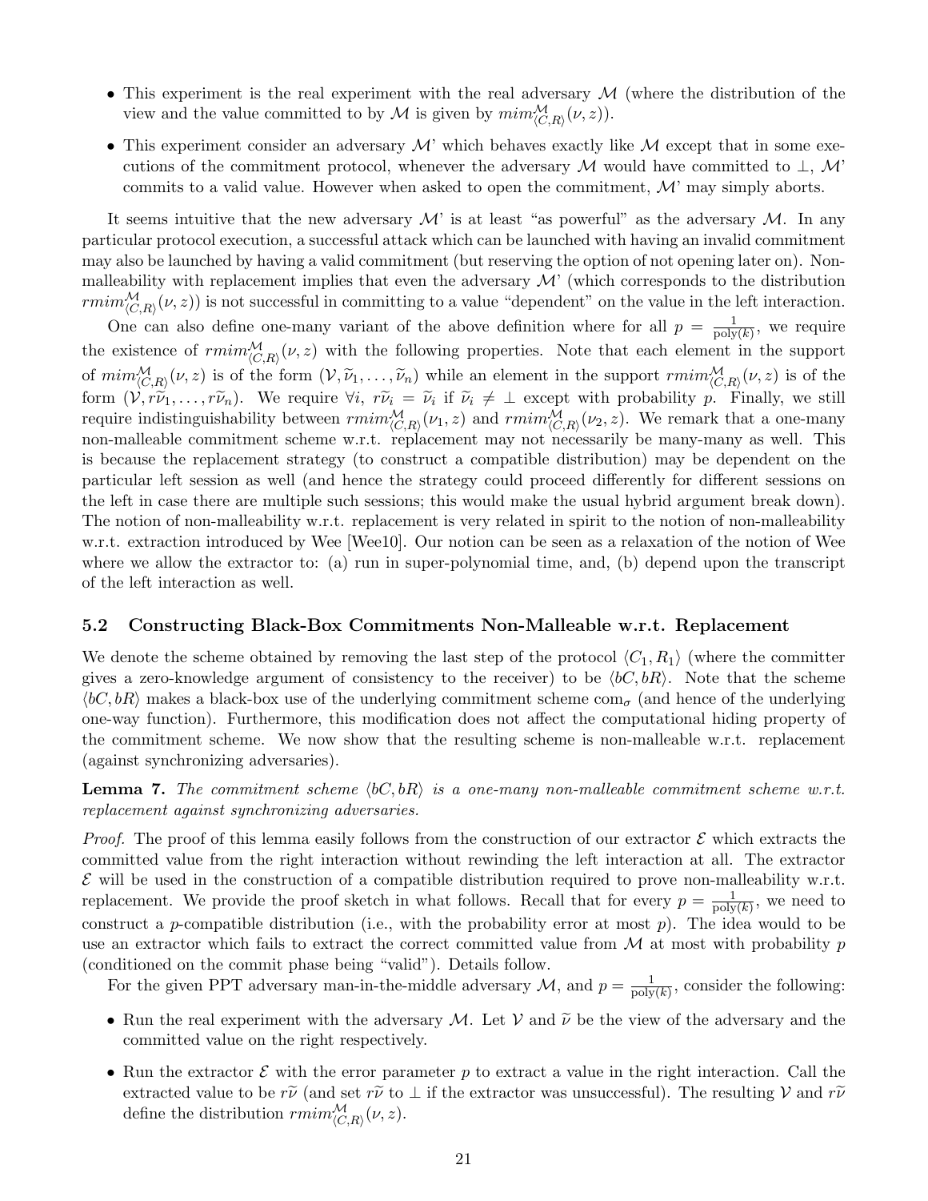- This experiment is the real experiment with the real adversary $\mathcal{M}$ (where the distribution of the view and the value committed to by $\mathcal{M}$ is given by $mim^{\mathcal{M}}_{\langle C,R\rangle}(\nu, z)$).
- This experiment consider an adversary $\mathcal{M}$' which behaves exactly like $\mathcal{M}$ except that in some executions of the commitment protocol, whenever the adversary $\mathcal{M}$ would have committed to $\perp$, $\mathcal{M}$' commits to a valid value. However when asked to open the commitment, $\mathcal{M}$' may simply aborts.

It seems intuitive that the new adversary $\mathcal{M}$' is at least "as powerful" as the adversary $\mathcal{M}$. In any particular protocol execution, a successful attack which can be launched with having an invalid commitment may also be launched by having a valid commitment (but reserving the option of not opening later on). Non-malleability with replacement implies that even the adversary $\mathcal{M}$' (which corresponds to the distribution $rmim^{\mathcal{M}}_{\langle C,R\rangle}(\nu, z)$) is not successful in committing to a value "dependent" on the value in the left interaction.

One can also define one-many variant of the above definition where for all $p = \frac{1}{\text{poly}(k)}$, we require the existence of $rmim^{\mathcal{M}}_{\langle C,R\rangle}(\nu, z)$ with the following properties. Note that each element in the support of $mim^{\mathcal{M}}_{\langle C,R\rangle}(\nu, z)$ is of the form $(\mathcal{V}, \widetilde{\nu}_1, \ldots, \widetilde{\nu}_n)$ while an element in the support $rmim^{\mathcal{M}}_{\langle C,R\rangle}(\nu, z)$ is of the form $(\mathcal{V}, r\widetilde{\nu}_1, \ldots, r\widetilde{\nu}_n)$. We require $\forall i$, $r\widetilde{\nu}_i = \widetilde{\nu}_i$ if $\widetilde{\nu}_i \neq \perp$ except with probability $p$. Finally, we still require indistinguishability between $rmim^{\mathcal{M}}_{\langle C,R\rangle}(\nu_1, z)$ and $rmim^{\mathcal{M}}_{\langle C,R\rangle}(\nu_2, z)$. We remark that a one-many non-malleable commitment scheme w.r.t. replacement may not necessarily be many-many as well. This is because the replacement strategy (to construct a compatible distribution) may be dependent on the particular left session as well (and hence the strategy could proceed differently for different sessions on the left in case there are multiple such sessions; this would make the usual hybrid argument break down). The notion of non-malleability w.r.t. replacement is very related in spirit to the notion of non-malleability w.r.t. extraction introduced by Wee [Wee10]. Our notion can be seen as a relaxation of the notion of Wee where we allow the extractor to: (a) run in super-polynomial time, and, (b) depend upon the transcript of the left interaction as well.

## 5.2 Constructing Black-Box Commitments Non-Malleable w.r.t. Replacement

We denote the scheme obtained by removing the last step of the protocol $\langle C_1, R_1\rangle$ (where the committer gives a zero-knowledge argument of consistency to the receiver) to be $\langle bC, bR\rangle$. Note that the scheme $\langle bC, bR\rangle$ makes a black-box use of the underlying commitment scheme $\text{com}_\sigma$ (and hence of the underlying one-way function). Furthermore, this modification does not affect the computational hiding property of the commitment scheme. We now show that the resulting scheme is non-malleable w.r.t. replacement (against synchronizing adversaries).

**Lemma 7.** *The commitment scheme $\langle bC, bR\rangle$ is a one-many non-malleable commitment scheme w.r.t. replacement against synchronizing adversaries.*

*Proof.* The proof of this lemma easily follows from the construction of our extractor $\mathcal{E}$ which extracts the committed value from the right interaction without rewinding the left interaction at all. The extractor $\mathcal{E}$ will be used in the construction of a compatible distribution required to prove non-malleability w.r.t. replacement. We provide the proof sketch in what follows. Recall that for every $p = \frac{1}{\text{poly}(k)}$, we need to construct a $p$-compatible distribution (i.e., with the probability error at most $p$). The idea would to be use an extractor which fails to extract the correct committed value from $\mathcal{M}$ at most with probability $p$ (conditioned on the commit phase being "valid"). Details follow.

For the given PPT adversary man-in-the-middle adversary $\mathcal{M}$, and $p = \frac{1}{\text{poly}(k)}$, consider the following:

- Run the real experiment with the adversary $\mathcal{M}$. Let $\mathcal{V}$ and $\widetilde{\nu}$ be the view of the adversary and the committed value on the right respectively.
- Run the extractor $\mathcal{E}$ with the error parameter $p$ to extract a value in the right interaction. Call the extracted value to be $r\widetilde{\nu}$ (and set $r\widetilde{\nu}$ to $\perp$ if the extractor was unsuccessful). The resulting $\mathcal{V}$ and $r\widetilde{\nu}$ define the distribution $rmim^{\mathcal{M}}_{\langle C,R\rangle}(\nu, z)$.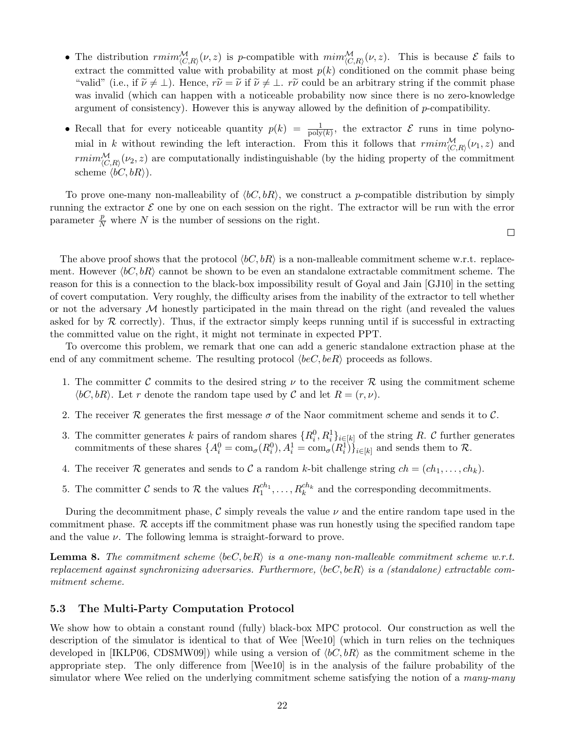- The distribution $rmim^{\mathcal{M}}_{\langle C,R\rangle}(\nu, z)$ is $p$-compatible with $mim^{\mathcal{M}}_{\langle C,R\rangle}(\nu, z)$. This is because $\mathcal{E}$ fails to extract the committed value with probability at most $p(k)$ conditioned on the commit phase being "valid" (i.e., if $\widetilde{\nu} \neq \perp$). Hence, $r\widetilde{\nu} = \widetilde{\nu}$ if $\widetilde{\nu} \neq \perp$. $r\widetilde{\nu}$ could be an arbitrary string if the commit phase was invalid (which can happen with a noticeable probability now since there is no zero-knowledge argument of consistency). However this is anyway allowed by the definition of $p$-compatibility.
- Recall that for every noticeable quantity $p(k) = \frac{1}{\text{poly}(k)}$, the extractor $\mathcal{E}$ runs in time polynomial in $k$ without rewinding the left interaction. From this it follows that $rmim^{\mathcal{M}}_{\langle C,R\rangle}(\nu_1, z)$ and $rmim^{\mathcal{M}}_{\langle C,R\rangle}(\nu_2, z)$ are computationally indistinguishable (by the hiding property of the commitment scheme $\langle bC, bR\rangle$).

To prove one-many non-malleability of $\langle bC, bR\rangle$, we construct a $p$-compatible distribution by simply running the extractor $\mathcal{E}$ one by one on each session on the right. The extractor will be run with the error parameter $\frac{p}{N}$ where $N$ is the number of sessions on the right.

□

The above proof shows that the protocol $\langle bC, bR\rangle$ is a non-malleable commitment scheme w.r.t. replacement. However $\langle bC, bR\rangle$ cannot be shown to be even an standalone extractable commitment scheme. The reason for this is a connection to the black-box impossibility result of Goyal and Jain [GJ10] in the setting of covert computation. Very roughly, the difficulty arises from the inability of the extractor to tell whether or not the adversary $\mathcal{M}$ honestly participated in the main thread on the right (and revealed the values asked for by $\mathcal{R}$ correctly). Thus, if the extractor simply keeps running until if is successful in extracting the committed value on the right, it might not terminate in expected PPT.

To overcome this problem, we remark that one can add a generic standalone extraction phase at the end of any commitment scheme. The resulting protocol $\langle beC, beR\rangle$ proceeds as follows.

1. The committer $\mathcal{C}$ commits to the desired string $\nu$ to the receiver $\mathcal{R}$ using the commitment scheme $\langle bC, bR\rangle$. Let $r$ denote the random tape used by $\mathcal{C}$ and let $R = (r, \nu)$.
2. The receiver $\mathcal{R}$ generates the first message $\sigma$ of the Naor commitment scheme and sends it to $\mathcal{C}$.
3. The committer generates $k$ pairs of random shares $\{R_i^0, R_i^1\}_{i\in[k]}$ of the string $R$. $\mathcal{C}$ further generates commitments of these shares $\{A_i^0 = \text{com}_\sigma(R_i^0), A_i^1 = \text{com}_\sigma(R_i^1)\}_{i\in[k]}$ and sends them to $\mathcal{R}$.
4. The receiver $\mathcal{R}$ generates and sends to $\mathcal{C}$ a random $k$-bit challenge string $ch = (ch_1, \ldots, ch_k)$.
5. The committer $\mathcal{C}$ sends to $\mathcal{R}$ the values $R_1^{ch_1}, \ldots, R_k^{ch_k}$ and the corresponding decommitments.

During the decommitment phase, $\mathcal{C}$ simply reveals the value $\nu$ and the entire random tape used in the commitment phase. $\mathcal{R}$ accepts iff the commitment phase was run honestly using the specified random tape and the value $\nu$. The following lemma is straight-forward to prove.

**Lemma 8.** *The commitment scheme $\langle beC, beR\rangle$ is a one-many non-malleable commitment scheme w.r.t. replacement against synchronizing adversaries. Furthermore, $\langle beC, beR\rangle$ is a (standalone) extractable commitment scheme.*

### 5.3 The Multi-Party Computation Protocol

We show how to obtain a constant round (fully) black-box MPC protocol. Our construction as well the description of the simulator is identical to that of Wee [Wee10] (which in turn relies on the techniques developed in [IKLP06, CDSMW09]) while using a version of $\langle bC, bR\rangle$ as the commitment scheme in the appropriate step. The only difference from [Wee10] is in the analysis of the failure probability of the simulator where Wee relied on the underlying commitment scheme satisfying the notion of a *many-many*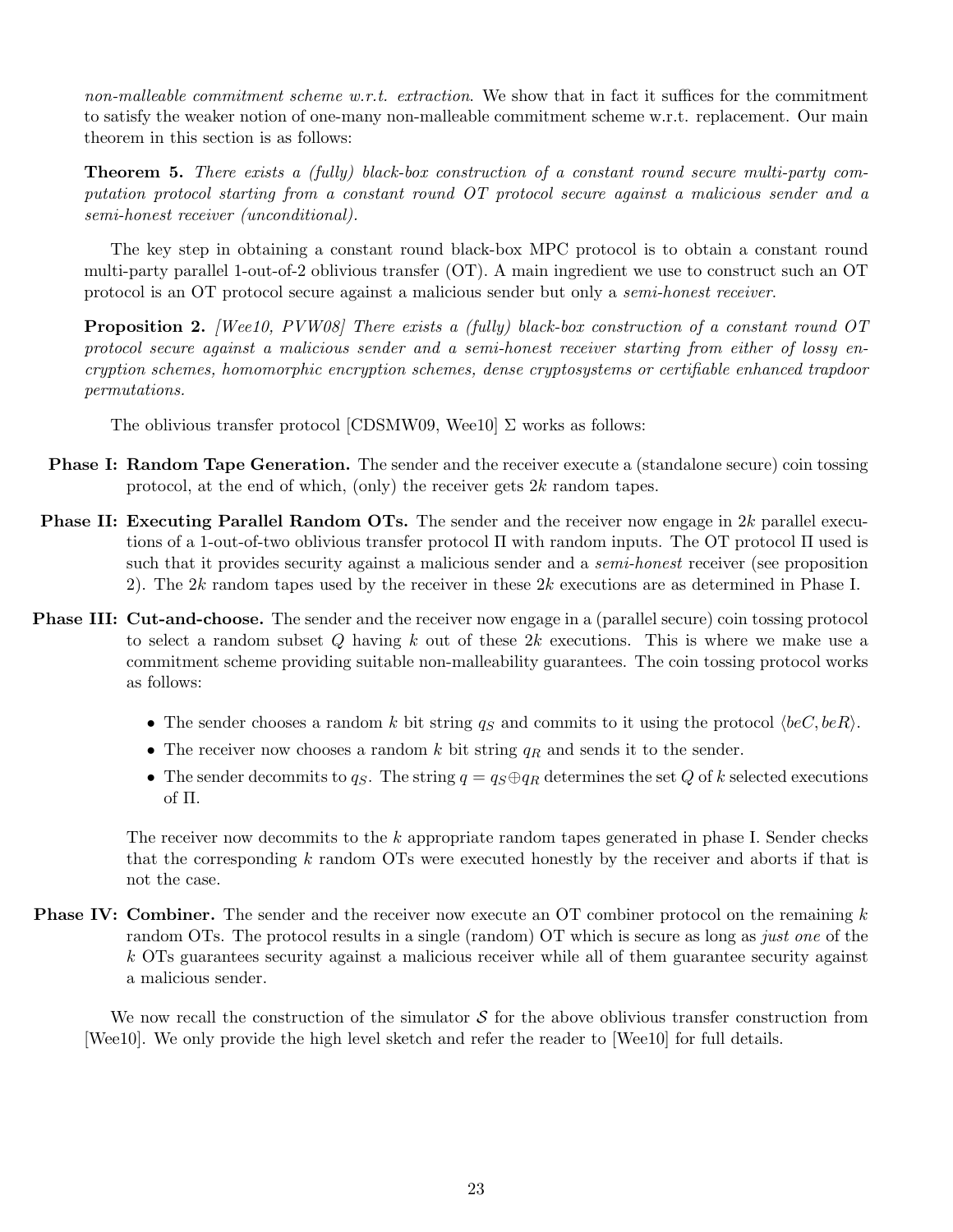*non-malleable commitment scheme w.r.t. extraction*. We show that in fact it suffices for the commitment to satisfy the weaker notion of one-many non-malleable commitment scheme w.r.t. replacement. Our main theorem in this section is as follows:

**Theorem 5.** *There exists a (fully) black-box construction of a constant round secure multi-party computation protocol starting from a constant round OT protocol secure against a malicious sender and a semi-honest receiver (unconditional).*

The key step in obtaining a constant round black-box MPC protocol is to obtain a constant round multi-party parallel 1-out-of-2 oblivious transfer (OT). A main ingredient we use to construct such an OT protocol is an OT protocol secure against a malicious sender but only a *semi-honest receiver*.

**Proposition 2.** *[Wee10, PVW08] There exists a (fully) black-box construction of a constant round OT protocol secure against a malicious sender and a semi-honest receiver starting from either of lossy encryption schemes, homomorphic encryption schemes, dense cryptosystems or certifiable enhanced trapdoor permutations.*

The oblivious transfer protocol [CDSMW09, Wee10] $\Sigma$ works as follows:

**Phase I: Random Tape Generation.** The sender and the receiver execute a (standalone secure) coin tossing protocol, at the end of which, (only) the receiver gets $2k$ random tapes.

**Phase II: Executing Parallel Random OTs.** The sender and the receiver now engage in $2k$ parallel executions of a 1-out-of-two oblivious transfer protocol $\Pi$ with random inputs. The OT protocol $\Pi$ used is such that it provides security against a malicious sender and a *semi-honest* receiver (see proposition 2). The $2k$ random tapes used by the receiver in these $2k$ executions are as determined in Phase I.

**Phase III: Cut-and-choose.** The sender and the receiver now engage in a (parallel secure) coin tossing protocol to select a random subset $Q$ having $k$ out of these $2k$ executions. This is where we make use a commitment scheme providing suitable non-malleability guarantees. The coin tossing protocol works as follows:

- The sender chooses a random $k$ bit string $q_S$ and commits to it using the protocol $\langle beC, beR \rangle$.
- The receiver now chooses a random $k$ bit string $q_R$ and sends it to the sender.
- The sender decommits to $q_S$. The string $q = q_S \oplus q_R$ determines the set $Q$ of $k$ selected executions of $\Pi$.

The receiver now decommits to the $k$ appropriate random tapes generated in phase I. Sender checks that the corresponding $k$ random OTs were executed honestly by the receiver and aborts if that is not the case.

**Phase IV: Combiner.** The sender and the receiver now execute an OT combiner protocol on the remaining $k$ random OTs. The protocol results in a single (random) OT which is secure as long as *just one* of the $k$ OTs guarantees security against a malicious receiver while all of them guarantee security against a malicious sender.

We now recall the construction of the simulator $\mathcal{S}$ for the above oblivious transfer construction from [Wee10]. We only provide the high level sketch and refer the reader to [Wee10] for full details.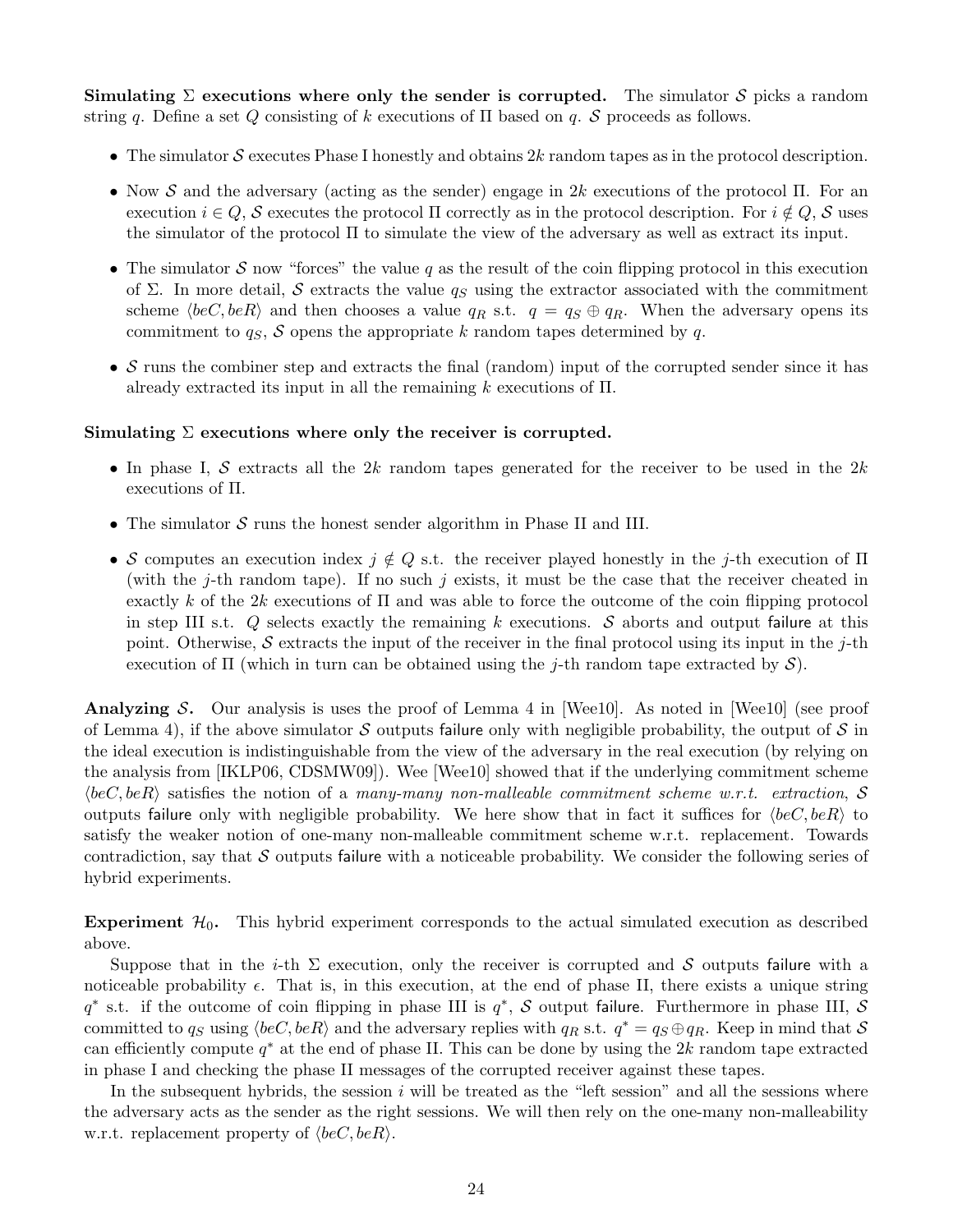**Simulating $\Sigma$ executions where only the sender is corrupted.** The simulator $\mathcal{S}$ picks a random string $q$. Define a set $Q$ consisting of $k$ executions of $\Pi$ based on $q$. $\mathcal{S}$ proceeds as follows.

- The simulator $\mathcal{S}$ executes Phase I honestly and obtains $2k$ random tapes as in the protocol description.
- Now $\mathcal{S}$ and the adversary (acting as the sender) engage in $2k$ executions of the protocol $\Pi$. For an execution $i \in Q$, $\mathcal{S}$ executes the protocol $\Pi$ correctly as in the protocol description. For $i \notin Q$, $\mathcal{S}$ uses the simulator of the protocol $\Pi$ to simulate the view of the adversary as well as extract its input.
- The simulator $\mathcal{S}$ now "forces" the value $q$ as the result of the coin flipping protocol in this execution of $\Sigma$. In more detail, $\mathcal{S}$ extracts the value $q_S$ using the extractor associated with the commitment scheme $\langle beC, beR \rangle$ and then chooses a value $q_R$ s.t. $q = q_S \oplus q_R$. When the adversary opens its commitment to $q_S$, $\mathcal{S}$ opens the appropriate $k$ random tapes determined by $q$.
- $\mathcal{S}$ runs the combiner step and extracts the final (random) input of the corrupted sender since it has already extracted its input in all the remaining $k$ executions of $\Pi$.

**Simulating $\Sigma$ executions where only the receiver is corrupted.**

- In phase I, $\mathcal{S}$ extracts all the $2k$ random tapes generated for the receiver to be used in the $2k$ executions of $\Pi$.
- The simulator $\mathcal{S}$ runs the honest sender algorithm in Phase II and III.
- $\mathcal{S}$ computes an execution index $j \notin Q$ s.t. the receiver played honestly in the $j$-th execution of $\Pi$ (with the $j$-th random tape). If no such $j$ exists, it must be the case that the receiver cheated in exactly $k$ of the $2k$ executions of $\Pi$ and was able to force the outcome of the coin flipping protocol in step III s.t. $Q$ selects exactly the remaining $k$ executions. $\mathcal{S}$ aborts and output failure at this point. Otherwise, $\mathcal{S}$ extracts the input of the receiver in the final protocol using its input in the $j$-th execution of $\Pi$ (which in turn can be obtained using the $j$-th random tape extracted by $\mathcal{S}$).

**Analyzing $\mathcal{S}$.** Our analysis is uses the proof of Lemma 4 in [Wee10]. As noted in [Wee10] (see proof of Lemma 4), if the above simulator $\mathcal{S}$ outputs failure only with negligible probability, the output of $\mathcal{S}$ in the ideal execution is indistinguishable from the view of the adversary in the real execution (by relying on the analysis from [IKLP06, CDSMW09]). Wee [Wee10] showed that if the underlying commitment scheme $\langle beC, beR \rangle$ satisfies the notion of a *many-many non-malleable commitment scheme w.r.t. extraction*, $\mathcal{S}$ outputs failure only with negligible probability. We here show that in fact it suffices for $\langle beC, beR \rangle$ to satisfy the weaker notion of one-many non-malleable commitment scheme w.r.t. replacement. Towards contradiction, say that $\mathcal{S}$ outputs failure with a noticeable probability. We consider the following series of hybrid experiments.

**Experiment $\mathcal{H}_0$.** This hybrid experiment corresponds to the actual simulated execution as described above.

Suppose that in the $i$-th $\Sigma$ execution, only the receiver is corrupted and $\mathcal{S}$ outputs failure with a noticeable probability $\epsilon$. That is, in this execution, at the end of phase II, there exists a unique string $q^*$ s.t. if the outcome of coin flipping in phase III is $q^*$, $\mathcal{S}$ output failure. Furthermore in phase III, $\mathcal{S}$ committed to $q_S$ using $\langle beC, beR \rangle$ and the adversary replies with $q_R$ s.t. $q^* = q_S \oplus q_R$. Keep in mind that $\mathcal{S}$ can efficiently compute $q^*$ at the end of phase II. This can be done by using the $2k$ random tape extracted in phase I and checking the phase II messages of the corrupted receiver against these tapes.

In the subsequent hybrids, the session $i$ will be treated as the "left session" and all the sessions where the adversary acts as the sender as the right sessions. We will then rely on the one-many non-malleability w.r.t. replacement property of $\langle beC, beR \rangle$.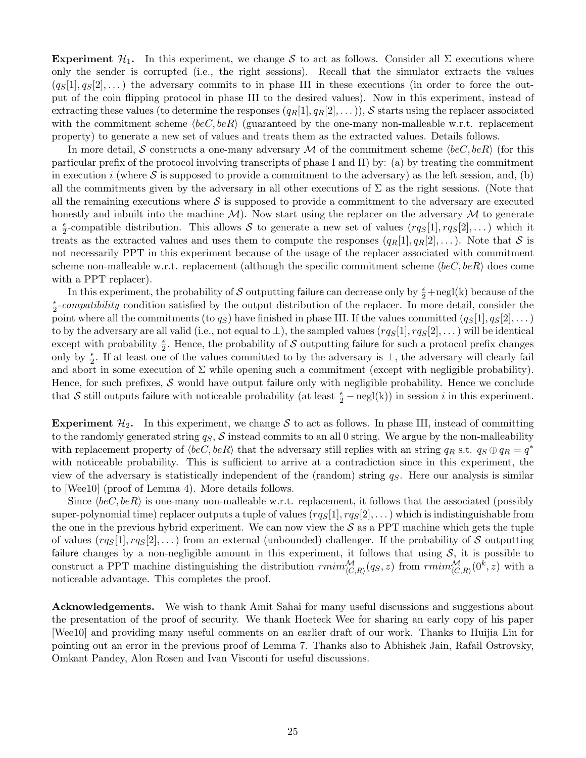**Experiment $\mathcal{H}_1$.** In this experiment, we change $\mathcal{S}$ to act as follows. Consider all $\Sigma$ executions where only the sender is corrupted (i.e., the right sessions). Recall that the simulator extracts the values $(q_S[1], q_S[2], \dots)$ the adversary commits to in phase III in these executions (in order to force the output of the coin flipping protocol in phase III to the desired values). Now in this experiment, instead of extracting these values (to determine the responses $(q_R[1], q_R[2], \dots)$), $\mathcal{S}$ starts using the replacer associated with the commitment scheme $\langle beC, beR \rangle$ (guaranteed by the one-many non-malleable w.r.t. replacement property) to generate a new set of values and treats them as the extracted values. Details follows.

In more detail, $\mathcal{S}$ constructs a one-many adversary $\mathcal{M}$ of the commitment scheme $\langle beC, beR \rangle$ (for this particular prefix of the protocol involving transcripts of phase I and II) by: (a) by treating the commitment in execution $i$ (where $\mathcal{S}$ is supposed to provide a commitment to the adversary) as the left session, and, (b) all the commitments given by the adversary in all other executions of $\Sigma$ as the right sessions. (Note that all the remaining executions where $\mathcal{S}$ is supposed to provide a commitment to the adversary are executed honestly and inbuilt into the machine $\mathcal{M}$). Now start using the replacer on the adversary $\mathcal{M}$ to generate a $\frac{\epsilon}{2}$-compatible distribution. This allows $\mathcal{S}$ to generate a new set of values $(rq_S[1], rq_S[2], \dots)$ which it treats as the extracted values and uses them to compute the responses $(q_R[1], q_R[2], \dots)$. Note that $\mathcal{S}$ is not necessarily PPT in this experiment because of the usage of the replacer associated with commitment scheme non-malleable w.r.t. replacement (although the specific commitment scheme $\langle beC, beR \rangle$ does come with a PPT replacer).

In this experiment, the probability of $\mathcal{S}$ outputting failure can decrease only by $\frac{\epsilon}{2} + \text{negl(k)}$ because of the $\frac{\epsilon}{2}$-*compatibility* condition satisfied by the output distribution of the replacer. In more detail, consider the point where all the commitments (to $q_S$) have finished in phase III. If the values committed $(q_S[1], q_S[2], \dots)$ to by the adversary are all valid (i.e., not equal to $\perp$), the sampled values $(rq_S[1], rq_S[2], \dots)$ will be identical except with probability $\frac{\epsilon}{2}$. Hence, the probability of $\mathcal{S}$ outputting failure for such a protocol prefix changes only by $\frac{\epsilon}{2}$. If at least one of the values committed to by the adversary is $\perp$, the adversary will clearly fail and abort in some execution of $\Sigma$ while opening such a commitment (except with negligible probability). Hence, for such prefixes, $\mathcal{S}$ would have output failure only with negligible probability. Hence we conclude that $\mathcal{S}$ still outputs failure with noticeable probability (at least $\frac{\epsilon}{2} - \text{negl(k)}$) in session $i$ in this experiment.

**Experiment $\mathcal{H}_2$.** In this experiment, we change $\mathcal{S}$ to act as follows. In phase III, instead of committing to the randomly generated string $q_S$, $\mathcal{S}$ instead commits to an all 0 string. We argue by the non-malleability with replacement property of $\langle beC, beR \rangle$ that the adversary still replies with an string $q_R$ s.t. $q_S \oplus q_R = q^*$ with noticeable probability. This is sufficient to arrive at a contradiction since in this experiment, the view of the adversary is statistically independent of the (random) string $q_S$. Here our analysis is similar to [Wee10] (proof of Lemma 4). More details follows.

Since $\langle beC, beR \rangle$ is one-many non-malleable w.r.t. replacement, it follows that the associated (possibly super-polynomial time) replacer outputs a tuple of values $(rq_S[1], rq_S[2], \dots)$ which is indistinguishable from the one in the previous hybrid experiment. We can now view the $\mathcal{S}$ as a PPT machine which gets the tuple of values $(rq_S[1], rq_S[2], \dots)$ from an external (unbounded) challenger. If the probability of $\mathcal{S}$ outputting failure changes by a non-negligible amount in this experiment, it follows that using $\mathcal{S}$, it is possible to construct a PPT machine distinguishing the distribution $rmim^{\mathcal{M}}_{\langle C,R \rangle}(q_S, z)$ from $rmim^{\mathcal{M}}_{\langle C,R \rangle}(0^k, z)$ with a noticeable advantage. This completes the proof.

**Acknowledgements.** We wish to thank Amit Sahai for many useful discussions and suggestions about the presentation of the proof of security. We thank Hoeteck Wee for sharing an early copy of his paper [Wee10] and providing many useful comments on an earlier draft of our work. Thanks to Huijia Lin for pointing out an error in the previous proof of Lemma 7. Thanks also to Abhishek Jain, Rafail Ostrovsky, Omkant Pandey, Alon Rosen and Ivan Visconti for useful discussions.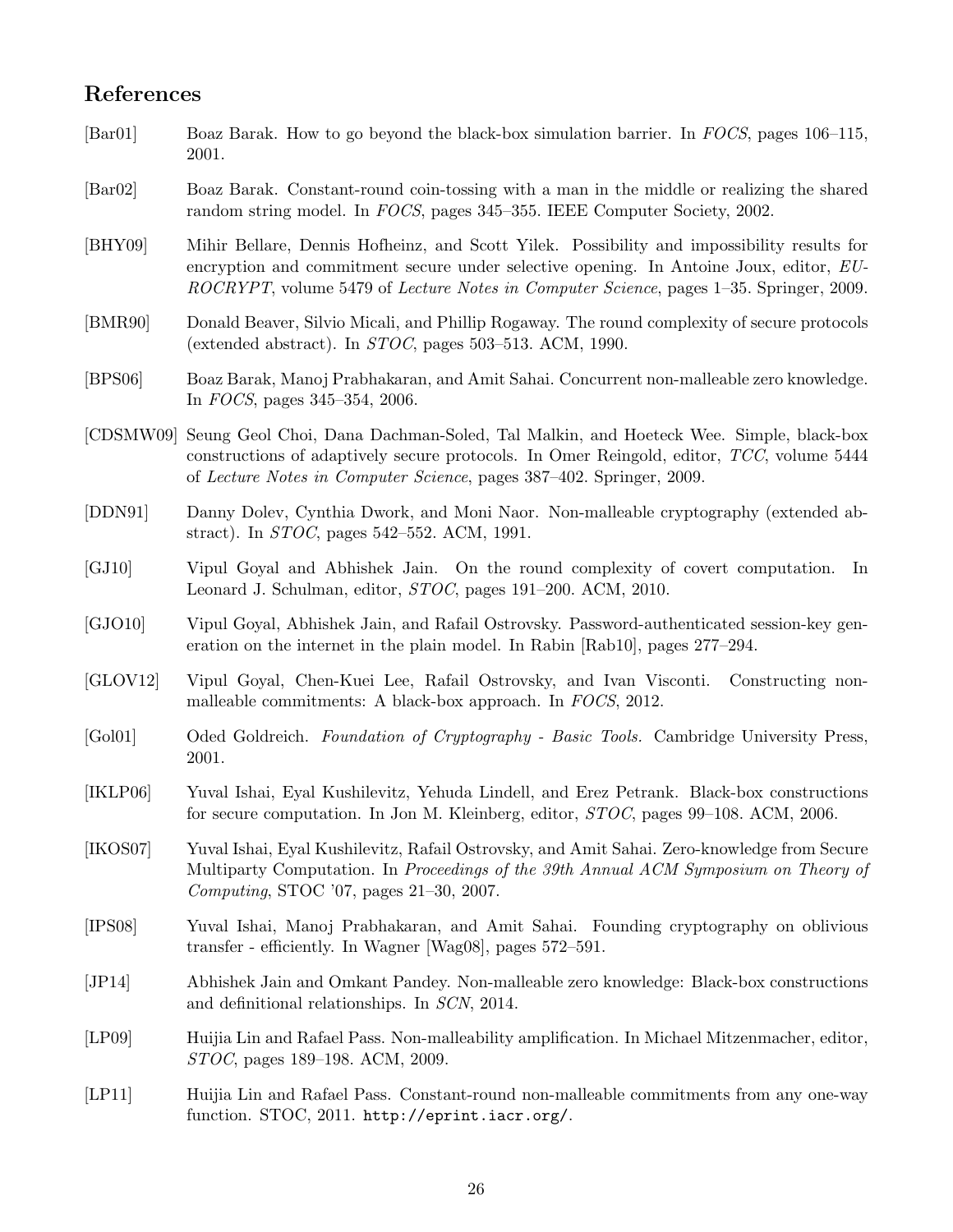## References

[Bar01] Boaz Barak. How to go beyond the black-box simulation barrier. In *FOCS*, pages 106–115, 2001.

[Bar02] Boaz Barak. Constant-round coin-tossing with a man in the middle or realizing the shared random string model. In *FOCS*, pages 345–355. IEEE Computer Society, 2002.

[BHY09] Mihir Bellare, Dennis Hofheinz, and Scott Yilek. Possibility and impossibility results for encryption and commitment secure under selective opening. In Antoine Joux, editor, *EUROCRYPT*, volume 5479 of *Lecture Notes in Computer Science*, pages 1–35. Springer, 2009.

[BMR90] Donald Beaver, Silvio Micali, and Phillip Rogaway. The round complexity of secure protocols (extended abstract). In *STOC*, pages 503–513. ACM, 1990.

[BPS06] Boaz Barak, Manoj Prabhakaran, and Amit Sahai. Concurrent non-malleable zero knowledge. In *FOCS*, pages 345–354, 2006.

[CDSMW09] Seung Geol Choi, Dana Dachman-Soled, Tal Malkin, and Hoeteck Wee. Simple, black-box constructions of adaptively secure protocols. In Omer Reingold, editor, *TCC*, volume 5444 of *Lecture Notes in Computer Science*, pages 387–402. Springer, 2009.

[DDN91] Danny Dolev, Cynthia Dwork, and Moni Naor. Non-malleable cryptography (extended abstract). In *STOC*, pages 542–552. ACM, 1991.

[GJ10] Vipul Goyal and Abhishek Jain. On the round complexity of covert computation. In Leonard J. Schulman, editor, *STOC*, pages 191–200. ACM, 2010.

[GJO10] Vipul Goyal, Abhishek Jain, and Rafail Ostrovsky. Password-authenticated session-key generation on the internet in the plain model. In Rabin [Rab10], pages 277–294.

[GLOV12] Vipul Goyal, Chen-Kuei Lee, Rafail Ostrovsky, and Ivan Visconti. Constructing non-malleable commitments: A black-box approach. In *FOCS*, 2012.

[Gol01] Oded Goldreich. *Foundation of Cryptography - Basic Tools.* Cambridge University Press, 2001.

[IKLP06] Yuval Ishai, Eyal Kushilevitz, Yehuda Lindell, and Erez Petrank. Black-box constructions for secure computation. In Jon M. Kleinberg, editor, *STOC*, pages 99–108. ACM, 2006.

[IKOS07] Yuval Ishai, Eyal Kushilevitz, Rafail Ostrovsky, and Amit Sahai. Zero-knowledge from Secure Multiparty Computation. In *Proceedings of the 39th Annual ACM Symposium on Theory of Computing*, STOC '07, pages 21–30, 2007.

[IPS08] Yuval Ishai, Manoj Prabhakaran, and Amit Sahai. Founding cryptography on oblivious transfer - efficiently. In Wagner [Wag08], pages 572–591.

[JP14] Abhishek Jain and Omkant Pandey. Non-malleable zero knowledge: Black-box constructions and definitional relationships. In *SCN*, 2014.

[LP09] Huijia Lin and Rafael Pass. Non-malleability amplification. In Michael Mitzenmacher, editor, *STOC*, pages 189–198. ACM, 2009.

[LP11] Huijia Lin and Rafael Pass. Constant-round non-malleable commitments from any one-way function. STOC, 2011. `http://eprint.iacr.org/`.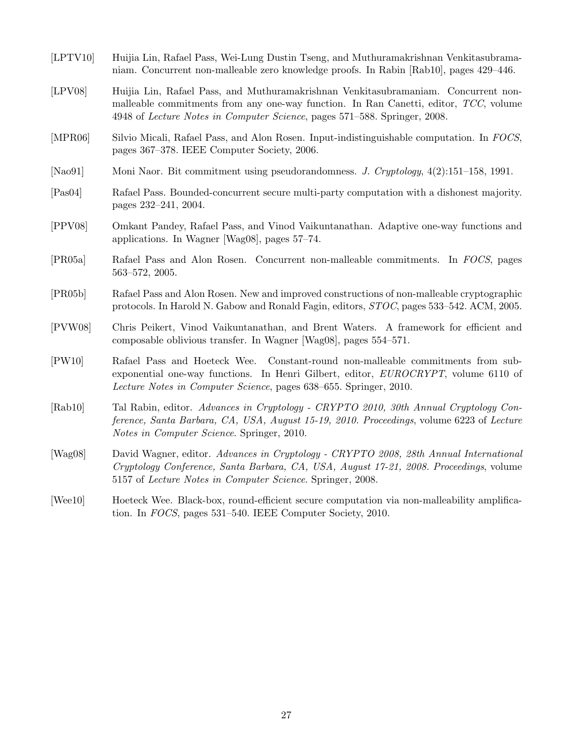[LPTV10] Huijia Lin, Rafael Pass, Wei-Lung Dustin Tseng, and Muthuramakrishnan Venkitasubramaniam. Concurrent non-malleable zero knowledge proofs. In Rabin [Rab10], pages 429–446.

[LPV08] Huijia Lin, Rafael Pass, and Muthuramakrishnan Venkitasubramaniam. Concurrent non-malleable commitments from any one-way function. In Ran Canetti, editor, *TCC*, volume 4948 of *Lecture Notes in Computer Science*, pages 571–588. Springer, 2008.

[MPR06] Silvio Micali, Rafael Pass, and Alon Rosen. Input-indistinguishable computation. In *FOCS*, pages 367–378. IEEE Computer Society, 2006.

[Nao91] Moni Naor. Bit commitment using pseudorandomness. *J. Cryptology*, 4(2):151–158, 1991.

[Pas04] Rafael Pass. Bounded-concurrent secure multi-party computation with a dishonest majority. pages 232–241, 2004.

[PPV08] Omkant Pandey, Rafael Pass, and Vinod Vaikuntanathan. Adaptive one-way functions and applications. In Wagner [Wag08], pages 57–74.

[PR05a] Rafael Pass and Alon Rosen. Concurrent non-malleable commitments. In *FOCS*, pages 563–572, 2005.

[PR05b] Rafael Pass and Alon Rosen. New and improved constructions of non-malleable cryptographic protocols. In Harold N. Gabow and Ronald Fagin, editors, *STOC*, pages 533–542. ACM, 2005.

[PVW08] Chris Peikert, Vinod Vaikuntanathan, and Brent Waters. A framework for efficient and composable oblivious transfer. In Wagner [Wag08], pages 554–571.

[PW10] Rafael Pass and Hoeteck Wee. Constant-round non-malleable commitments from sub-exponential one-way functions. In Henri Gilbert, editor, *EUROCRYPT*, volume 6110 of *Lecture Notes in Computer Science*, pages 638–655. Springer, 2010.

[Rab10] Tal Rabin, editor. *Advances in Cryptology - CRYPTO 2010, 30th Annual Cryptology Conference, Santa Barbara, CA, USA, August 15-19, 2010. Proceedings*, volume 6223 of *Lecture Notes in Computer Science*. Springer, 2010.

[Wag08] David Wagner, editor. *Advances in Cryptology - CRYPTO 2008, 28th Annual International Cryptology Conference, Santa Barbara, CA, USA, August 17-21, 2008. Proceedings*, volume 5157 of *Lecture Notes in Computer Science*. Springer, 2008.

[Wee10] Hoeteck Wee. Black-box, round-efficient secure computation via non-malleability amplification. In *FOCS*, pages 531–540. IEEE Computer Society, 2010.